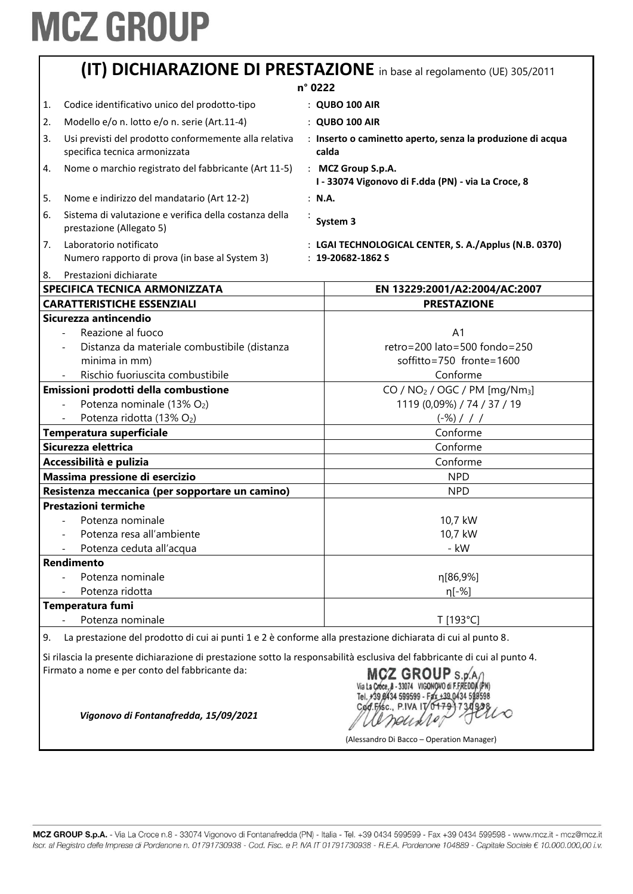# MCZ GROUP

## (IT) DICHIARAZIONE DI PRESTAZIONE in base al regolamento (UE) 305/2011

**n° 0222**

1. Codice identificativo unico del prodotto-tipo : **QUBO 100 AIR**
2. Modello e/o n. lotto e/o n. serie (Art.11-4) : **QUBO 100 AIR**
3. Usi previsti del prodotto conformemente alla relativa specifica tecnica armonizzata : **Inserto o caminetto aperto, senza la produzione di acqua calda**
4. Nome o marchio registrato del fabbricante (Art 11-5) : **MCZ Group S.p.A. I - 33074 Vigonovo di F.dda (PN) - via La Croce, 8**
5. Nome e indirizzo del mandatario (Art 12-2) : **N.A.**
6. Sistema di valutazione e verifica della costanza della prestazione (Allegato 5) : **System 3**
7. Laboratorio notificato : **LGAI TECHNOLOGICAL CENTER, S. A./Applus (N.B. 0370)**
   Numero rapporto di prova (in base al System 3) : **19-20682-1862 S**
8. Prestazioni dichiarate

| **SPECIFICA TECNICA ARMONIZZATA** | **EN 13229:2001/A2:2004/AC:2007** |
|---|---|
| **CARATTERISTICHE ESSENZIALI** | **PRESTAZIONE** |
| **Sicurezza antincendio** | |
| - Reazione al fuoco | A1 |
| - Distanza da materiale combustibile (distanza minima in mm) | retro=200 lato=500 fondo=250 soffitto=750 fronte=1600 |
| - Rischio fuoriuscita combustibile | Conforme |
| **Emissioni prodotti della combustione** | CO / $NO_2$ / OGC / PM [mg/$Nm_3$] |
| - Potenza nominale (13% $O_2$) | 1119 (0,09%) / 74 / 37 / 19 |
| - Potenza ridotta (13% $O_2$) | (-%) / / / |
| **Temperatura superficiale** | Conforme |
| **Sicurezza elettrica** | Conforme |
| **Accessibilità e pulizia** | Conforme |
| **Massima pressione di esercizio** | NPD |
| **Resistenza meccanica (per sopportare un camino)** | NPD |
| **Prestazioni termiche** | |
| - Potenza nominale | 10,7 kW |
| - Potenza resa all'ambiente | 10,7 kW |
| - Potenza ceduta all'acqua | - kW |
| **Rendimento** | |
| - Potenza nominale | η[86,9%] |
| - Potenza ridotta | η[-%] |
| **Temperatura fumi** | |
| - Potenza nominale | T [193°C] |

9. La prestazione del prodotto di cui ai punti 1 e 2 è conforme alla prestazione dichiarata di cui al punto 8.

Si rilascia la presente dichiarazione di prestazione sotto la responsabilità esclusiva del fabbricante di cui al punto 4.
Firmato a nome e per conto del fabbricante da:

MCZ GROUP S.p.A. Via La Croce, 8 - 33074 VIGONOVO di F.FREDDA (PN) Tel. +39 0434 599599 - Fax +39 0434 599598 Cod. Fisc., P.IVA IT 01791730938

*Vigonovo di Fontanafredda, 15/09/2021*

(Alessandro Di Bacco – Operation Manager)

MCZ GROUP S.p.A. - Via La Croce n.8 - 33074 Vigonovo di Fontanafredda (PN) - Italia - Tel. +39 0434 599599 - Fax +39 0434 599598 - www.mcz.it - mcz@mcz.it
*Iscr. al Registro delle Imprese di Pordenone n. 01791730938 - Cod. Fisc. e P. IVA IT 01791730938 - R.E.A. Pordenone 104889 - Capitale Sociale € 10.000.000,00 i.v.*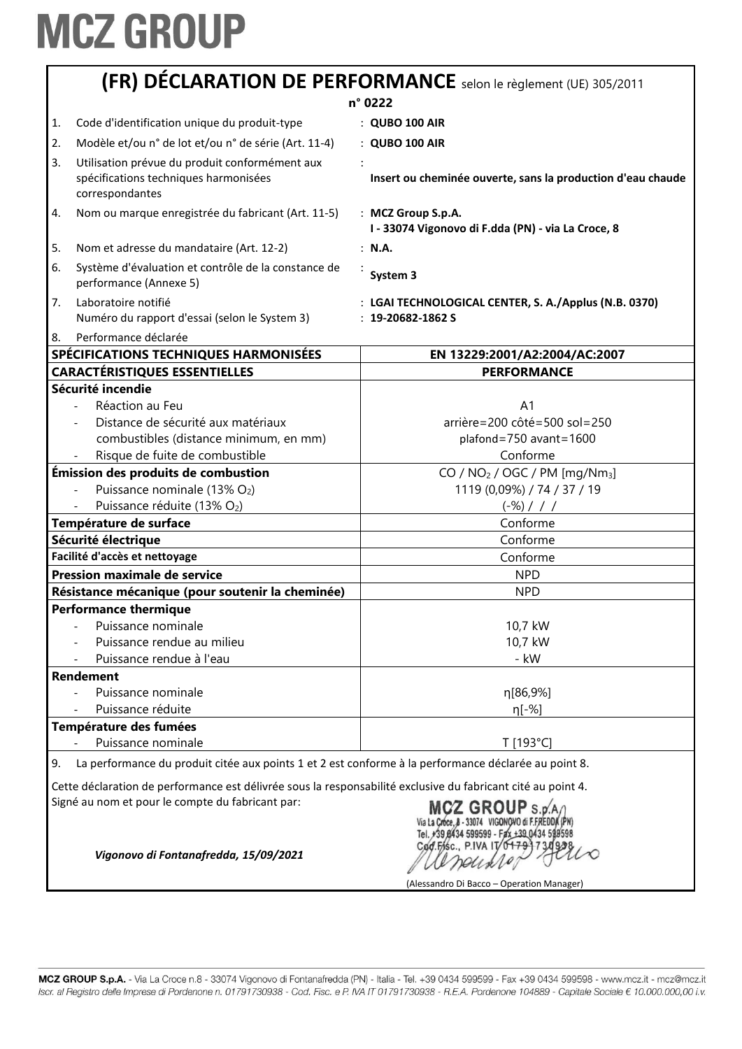# MCZ GROUP

## (FR) DÉCLARATION DE PERFORMANCE selon le règlement (UE) 305/2011

**n° 0222**

1. Code d'identification unique du produit-type : **QUBO 100 AIR**
2. Modèle et/ou n° de lot et/ou n° de série (Art. 11-4) : **QUBO 100 AIR**
3. Utilisation prévue du produit conformément aux spécifications techniques harmonisées correspondantes : **Insert ou cheminée ouverte, sans la production d'eau chaude**
4. Nom ou marque enregistrée du fabricant (Art. 11-5) : **MCZ Group S.p.A.** **I - 33074 Vigonovo di F.dda (PN) - via La Croce, 8**
5. Nom et adresse du mandataire (Art. 12-2) : **N.A.**
6. Système d'évaluation et contrôle de la constance de performance (Annexe 5) : **System 3**
7. Laboratoire notifié : **LGAI TECHNOLOGICAL CENTER, S. A./Applus (N.B. 0370)**
   Numéro du rapport d'essai (selon le System 3) : **19-20682-1862 S**
8. Performance déclarée

| SPÉCIFICATIONS TECHNIQUES HARMONISÉES | EN 13229:2001/A2:2004/AC:2007 |
|---|---|
| **CARACTÉRISTIQUES ESSENTIELLES** | **PERFORMANCE** |
| **Sécurité incendie** | |
| - Réaction au Feu | A1 |
| - Distance de sécurité aux matériaux combustibles (distance minimum, en mm) | arrière=200 côté=500 sol=250 plafond=750 avant=1600 |
| - Risque de fuite de combustible | Conforme |
| **Émission des produits de combustion** | CO / $NO_2$ / OGC / PM [mg/$Nm_3$] |
| - Puissance nominale (13% $O_2$) | 1119 (0,09%) / 74 / 37 / 19 |
| - Puissance réduite (13% $O_2$) | (-%) / / / |
| **Température de surface** | Conforme |
| **Sécurité électrique** | Conforme |
| **Facilité d'accès et nettoyage** | Conforme |
| **Pression maximale de service** | NPD |
| **Résistance mécanique (pour soutenir la cheminée)** | NPD |
| **Performance thermique** | |
| - Puissance nominale | 10,7 kW |
| - Puissance rendue au milieu | 10,7 kW |
| - Puissance rendue à l'eau | - kW |
| **Rendement** | |
| - Puissance nominale | η[86,9%] |
| - Puissance réduite | η[-%] |
| **Température des fumées** | |
| - Puissance nominale | T [193°C] |

9. La performance du produit citée aux points 1 et 2 est conforme à la performance déclarée au point 8.

Cette déclaration de performance est délivrée sous la responsabilité exclusive du fabricant cité au point 4.
Signé au nom et pour le compte du fabricant par:

MCZ GROUP S.p.A. Via La Croce, 8 - 33074 VIGONOVO di F.FREDDA (PN) Tel. +39 0434 599599 - Fax +39 0434 599598 Cod.Fisc., P.IVA IT 01791730938

*Vigonovo di Fontanafredda, 15/09/2021*

(Alessandro Di Bacco – Operation Manager)

**MCZ GROUP S.p.A.** - Via La Croce n.8 - 33074 Vigonovo di Fontanafredda (PN) - Italia - Tel. +39 0434 599599 - Fax +39 0434 599598 - www.mcz.it - mcz@mcz.it
*Iscr. al Registro delle Imprese di Pordenone n. 01791730938 - Cod. Fisc. e P. IVA IT 01791730938 - R.E.A. Pordenone 104889 - Capitale Sociale € 10.000.000,00 i.v.*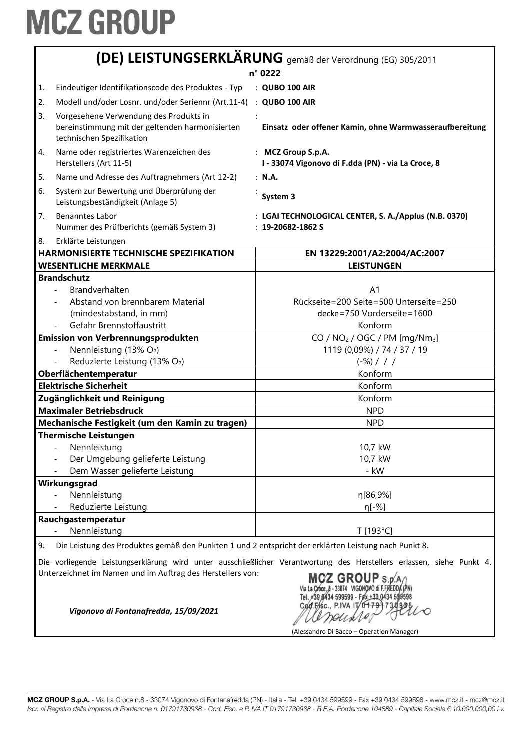# MCZ GROUP

## (DE) LEISTUNGSERKLÄRUNG gemäß der Verordnung (EG) 305/2011

**n° 0222**

| | | |
|---|---|---|
| 1. | Eindeutiger Identifikationscode des Produktes - Typ | : **QUBO 100 AIR** |
| 2. | Modell und/oder Losnr. und/oder Seriennr (Art.11-4) | : **QUBO 100 AIR** |
| 3. | Vorgesehene Verwendung des Produkts in bereinstimmung mit der geltenden harmonisierten technischen Spezifikation | : **Einsatz oder offener Kamin, ohne Warmwasseraufbereitung** |
| 4. | Name oder registriertes Warenzeichen des Herstellers (Art 11-5) | : **MCZ Group S.p.A.** **I - 33074 Vigonovo di F.dda (PN) - via La Croce, 8** |
| 5. | Name und Adresse des Auftragnehmers (Art 12-2) | : **N.A.** |
| 6. | System zur Bewertung und Überprüfung der Leistungsbeständigkeit (Anlage 5) | : **System 3** |
| 7. | Benanntes Labor Nummer des Prüfberichts (gemäß System 3) | : **LGAI TECHNOLOGICAL CENTER, S. A./Applus (N.B. 0370)** : **19-20682-1862 S** |
| 8. | Erklärte Leistungen | |

| **HARMONISIERTE TECHNISCHE SPEZIFIKATION** | **EN 13229:2001/A2:2004/AC:2007** |
|---|---|
| **WESENTLICHE MERKMALE** | **LEISTUNGEN** |
| **Brandschutz** | |
| - Brandverhalten | A1 |
| - Abstand von brennbarem Material (mindestabstand, in mm) | Rückseite=200 Seite=500 Unterseite=250 decke=750 Vorderseite=1600 |
| - Gefahr Brennstoffaustritt | Konform |
| **Emission von Verbrennungsprodukten** | CO / $NO_2$ / OGC / PM [mg/$Nm_3$] |
| - Nennleistung (13% $O_2$) | 1119 (0,09%) / 74 / 37 / 19 |
| - Reduzierte Leistung (13% $O_2$) | (-%) / / / |
| **Oberflächentemperatur** | Konform |
| **Elektrische Sicherheit** | Konform |
| **Zugänglichkeit und Reinigung** | Konform |
| **Maximaler Betriebsdruck** | NPD |
| **Mechanische Festigkeit (um den Kamin zu tragen)** | NPD |
| **Thermische Leistungen** | |
| - Nennleistung | 10,7 kW |
| - Der Umgebung gelieferte Leistung | 10,7 kW |
| - Dem Wasser gelieferte Leistung | - kW |
| **Wirkungsgrad** | |
| - Nennleistung | η[86,9%] |
| - Reduzierte Leistung | η[-%] |
| **Rauchgastemperatur** | |
| - Nennleistung | T [193°C] |

9. Die Leistung des Produktes gemäß den Punkten 1 und 2 entspricht der erklärten Leistung nach Punkt 8.

Die vorliegende Leistungserklärung wird unter ausschließlicher Verantwortung des Herstellers erlassen, siehe Punkt 4. Unterzeichnet im Namen und im Auftrag des Herstellers von:

MCZ GROUP S.p.A. Via La Croce, 8 - 33074 VIGONOVO di F.FREDDA (PN) Tel. +39 0434 599599 - Fax +39 0434 599598 Cod. Fisc., P.IVA IT 01791730938

*Vigonovo di Fontanafredda, 15/09/2021*

(Alessandro Di Bacco – Operation Manager)

**MCZ GROUP S.p.A.** - Via La Croce n.8 - 33074 Vigonovo di Fontanafredda (PN) - Italia - Tel. +39 0434 599599 - Fax +39 0434 599598 - www.mcz.it - mcz@mcz.it
*Iscr. al Registro delle Imprese di Pordenone n. 01791730938 - Cod. Fisc. e P. IVA IT 01791730938 - R.E.A. Pordenone 104889 - Capitale Sociale € 10.000.000,00 i.v.*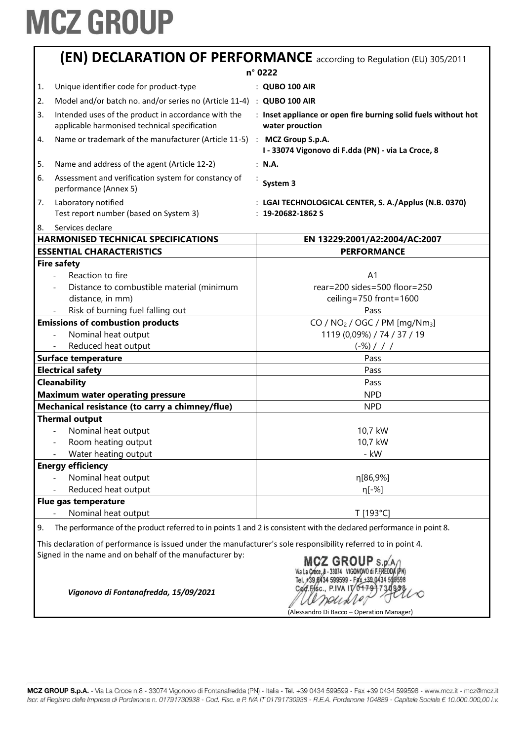# MCZ GROUP

## (EN) DECLARATION OF PERFORMANCE according to Regulation (EU) 305/2011

**n° 0222**

| | | |
|---|---|---|
| 1. | Unique identifier code for product-type | : **QUBO 100 AIR** |
| 2. | Model and/or batch no. and/or series no (Article 11-4) | : **QUBO 100 AIR** |
| 3. | Intended uses of the product in accordance with the applicable harmonised technical specification | : **Inset appliance or open fire burning solid fuels without hot water prouction** |
| 4. | Name or trademark of the manufacturer (Article 11-5) | : **MCZ Group S.p.A.** **I - 33074 Vigonovo di F.dda (PN) - via La Croce, 8** |
| 5. | Name and address of the agent (Article 12-2) | : **N.A.** |
| 6. | Assessment and verification system for constancy of performance (Annex 5) | : **System 3** |
| 7. | Laboratory notified<br>Test report number (based on System 3) | : **LGAI TECHNOLOGICAL CENTER, S. A./Applus (N.B. 0370)**<br>: **19-20682-1862 S** |
| 8. | Services declare | |

| **HARMONISED TECHNICAL SPECIFICATIONS** | **EN 13229:2001/A2:2004/AC:2007** |
|---|---|
| **ESSENTIAL CHARACTERISTICS** | **PERFORMANCE** |
| **Fire safety** | |
| - Reaction to fire | A1 |
| - Distance to combustible material (minimum distance, in mm) | rear=200 sides=500 floor=250 ceiling=750 front=1600 |
| - Risk of burning fuel falling out | Pass |
| **Emissions of combustion products** | $CO$ / $NO_2$ / OGC / PM [mg/Nm$_3$] |
| - Nominal heat output | 1119 (0,09%) / 74 / 37 / 19 |
| - Reduced heat output | (-%) / / / |
| **Surface temperature** | Pass |
| **Electrical safety** | Pass |
| **Cleanability** | Pass |
| **Maximum water operating pressure** | NPD |
| **Mechanical resistance (to carry a chimney/flue)** | NPD |
| **Thermal output** | |
| - Nominal heat output | 10,7 kW |
| - Room heating output | 10,7 kW |
| - Water heating output | - kW |
| **Energy efficiency** | |
| - Nominal heat output | η[86,9%] |
| - Reduced heat output | η[-%] |
| **Flue gas temperature** | |
| - Nominal heat output | T [193°C] |

9. The performance of the product referred to in points 1 and 2 is consistent with the declared performance in point 8.

This declaration of performance is issued under the manufacturer's sole responsibility referred to in point 4.
Signed in the name and on behalf of the manufacturer by:

*Vigonovo di Fontanafredda, 15/09/2021*

MCZ GROUP S.p.A.
Via La Croce, 8 - 33074 VIGONOVO di F.FREDDA (PN)
Tel. +39 0434 599599 - Fax +39 0434 599598
Cod.Fisc., P.IVA IT 01791730938

(Alessandro Di Bacco – Operation Manager)

MCZ GROUP S.p.A. - Via La Croce n.8 - 33074 Vigonovo di Fontanafredda (PN) - Italia - Tel. +39 0434 599599 - Fax +39 0434 599598 - www.mcz.it - mcz@mcz.it
*Iscr. al Registro delle Imprese di Pordenone n. 01791730938 - Cod. Fisc. e P. IVA IT 01791730938 - R.E.A. Pordenone 104889 - Capitale Sociale € 10.000.000,00 i.v.*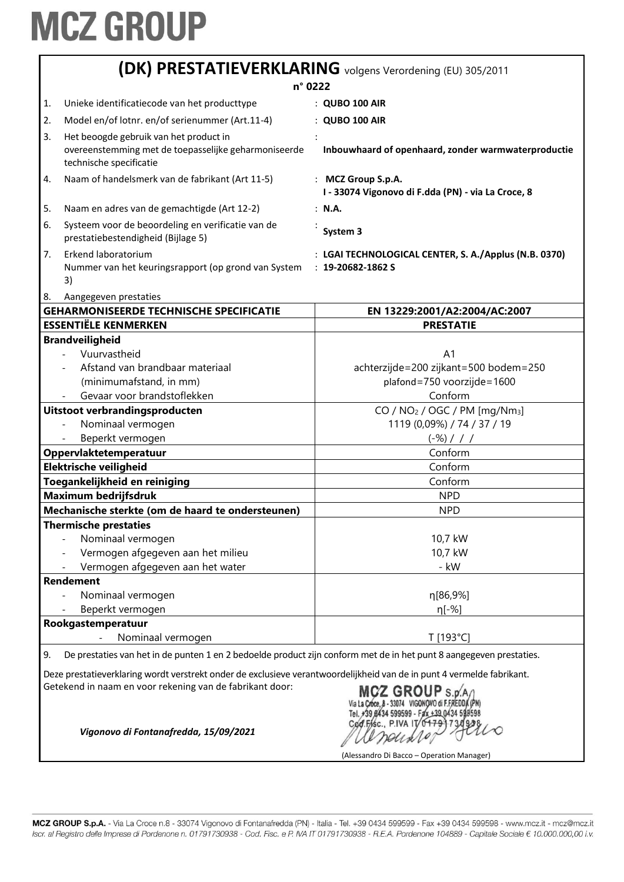# MCZ GROUP

## (DK) PRESTATIEVERKLARING volgens Verordening (EU) 305/2011

**n° 0222**

| | | |
|---|---|---|
| 1. | Unieke identificatiecode van het producttype | : **QUBO 100 AIR** |
| 2. | Model en/of lotnr. en/of serienummer (Art.11-4) | : **QUBO 100 AIR** |
| 3. | Het beoogde gebruik van het product in overeenstemming met de toepasselijke geharmoniseerde technische specificatie | : **Inbouwhaard of openhaard, zonder warmwaterproductie** |
| 4. | Naam of handelsmerk van de fabrikant (Art 11-5) | : **MCZ Group S.p.A.** **I - 33074 Vigonovo di F.dda (PN) - via La Croce, 8** |
| 5. | Naam en adres van de gemachtigde (Art 12-2) | : **N.A.** |
| 6. | Systeem voor de beoordeling en verificatie van de prestatiebestendigheid (Bijlage 5) | : **System 3** |
| 7. | Erkend laboratorium<br>Nummer van het keuringsrapport (op grond van System 3) | : **LGAI TECHNOLOGICAL CENTER, S. A./Applus (N.B. 0370)**<br>: **19-20682-1862 S** |
| 8. | Aangegeven prestaties | |

| GEHARMONISEERDE TECHNISCHE SPECIFICATIE | EN 13229:2001/A2:2004/AC:2007 |
|---|---|
| **ESSENTIËLE KENMERKEN** | **PRESTATIE** |
| **Brandveiligheid** | |
| - Vuurvastheid | A1 |
| - Afstand van brandbaar materiaal (minimumafstand, in mm) | achterzijde=200 zijkant=500 bodem=250 plafond=750 voorzijde=1600 |
| - Gevaar voor brandstoflekken | Conform |
| **Uitstoot verbrandingsproducten** | CO / $NO_2$ / OGC / PM [mg/$Nm_3$] |
| - Nominaal vermogen | 1119 (0,09%) / 74 / 37 / 19 |
| - Beperkt vermogen | (-%) / / / |
| **Oppervlaktetemperatuur** | Conform |
| **Elektrische veiligheid** | Conform |
| **Toegankelijkheid en reiniging** | Conform |
| **Maximum bedrijfsdruk** | NPD |
| **Mechanische sterkte (om de haard te ondersteunen)** | NPD |
| **Thermische prestaties** | |
| - Nominaal vermogen | 10,7 kW |
| - Vermogen afgegeven aan het milieu | 10,7 kW |
| - Vermogen afgegeven aan het water | - kW |
| **Rendement** | |
| - Nominaal vermogen | η[86,9%] |
| - Beperkt vermogen | η[-%] |
| **Rookgastemperatuur** | |
| - Nominaal vermogen | T [193°C] |

9. De prestaties van het in de punten 1 en 2 bedoelde product zijn conform met de in het punt 8 aangegeven prestaties.

Deze prestatieverklaring wordt verstrekt onder de exclusieve verantwoordelijkheid van de in punt 4 vermelde fabrikant.
Getekend in naam en voor rekening van de fabrikant door:

*Vigonovo di Fontanafredda, 15/09/2021*

MCZ GROUP S.p.A. Via La Croce, 8 - 33074 VIGONOVO di F.FREDDA (PN) Tel. +39 0434 599599 - Fax +39 0434 599598 Cod. Fisc., P.IVA IT 01791730938

(Alessandro Di Bacco – Operation Manager)

MCZ GROUP S.p.A. - Via La Croce n.8 - 33074 Vigonovo di Fontanafredda (PN) - Italia - Tel. +39 0434 599599 - Fax +39 0434 599598 - www.mcz.it - mcz@mcz.it
*Iscr. al Registro delle Imprese di Pordenone n. 01791730938 - Cod. Fisc. e P. IVA IT 01791730938 - R.E.A. Pordenone 104889 - Capitale Sociale € 10.000.000,00 i.v.*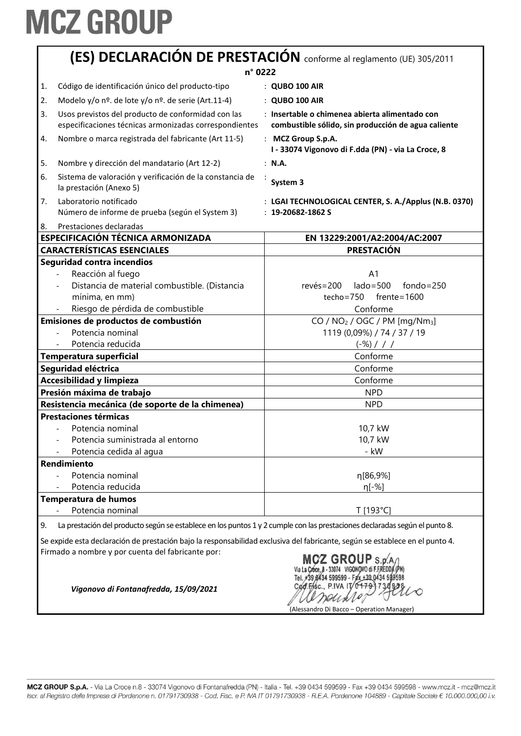# MCZ GROUP

## (ES) DECLARACIÓN DE PRESTACIÓN conforme al reglamento (UE) 305/2011

**n° 0222**

| | | |
|---|---|---|
| 1. | Código de identificación único del producto-tipo | : **QUBO 100 AIR** |
| 2. | Modelo y/o nº. de lote y/o nº. de serie (Art.11-4) | : **QUBO 100 AIR** |
| 3. | Usos previstos del producto de conformidad con las especificaciones técnicas armonizadas correspondientes | : **Insertable o chimenea abierta alimentado con combustible sólido, sin producción de agua caliente** |
| 4. | Nombre o marca registrada del fabricante (Art 11-5) | : **MCZ Group S.p.A.** **I - 33074 Vigonovo di F.dda (PN) - via La Croce, 8** |
| 5. | Nombre y dirección del mandatario (Art 12-2) | : **N.A.** |
| 6. | Sistema de valoración y verificación de la constancia de la prestación (Anexo 5) | : **System 3** |
| 7. | Laboratorio notificado<br>Número de informe de prueba (según el System 3) | : **LGAI TECHNOLOGICAL CENTER, S. A./Applus (N.B. 0370)**<br>: **19-20682-1862 S** |
| 8. | Prestaciones declaradas | |

| **ESPECIFICACIÓN TÉCNICA ARMONIZADA** | **EN 13229:2001/A2:2004/AC:2007** |
|---|---|
| **CARACTERÍSTICAS ESENCIALES** | **PRESTACIÓN** |
| **Seguridad contra incendios** | |
| - Reacción al fuego | A1 |
| - Distancia de material combustible. (Distancia mínima, en mm) | revés=200 lado=500 fondo=250 techo=750 frente=1600 |
| - Riesgo de pérdida de combustible | Conforme |
| **Emisiones de productos de combustión** | CO / $NO_2$ / OGC / PM [mg/$Nm_3$] |
| - Potencia nominal | 1119 (0,09%) / 74 / 37 / 19 |
| - Potencia reducida | (-%) / / / |
| **Temperatura superficial** | Conforme |
| **Seguridad eléctrica** | Conforme |
| **Accesibilidad y limpieza** | Conforme |
| **Presión máxima de trabajo** | NPD |
| **Resistencia mecánica (de soporte de la chimenea)** | NPD |
| **Prestaciones térmicas** | |
| - Potencia nominal | 10,7 kW |
| - Potencia suministrada al entorno | 10,7 kW |
| - Potencia cedida al agua | - kW |
| **Rendimiento** | |
| - Potencia nominal | η[86,9%] |
| - Potencia reducida | η[-%] |
| **Temperatura de humos** | |
| - Potencia nominal | T [193°C] |

9. La prestación del producto según se establece en los puntos 1 y 2 cumple con las prestaciones declaradas según el punto 8.

Se expide esta declaración de prestación bajo la responsabilidad exclusiva del fabricante, según se establece en el punto 4.
Firmado a nombre y por cuenta del fabricante por:

*Vigonovo di Fontanafredda, 15/09/2021*

MCZ GROUP S.p.A. Via La Croce, 8 - 33074 VIGONOVO di F.FREDDA (PN) Tel. +39 0434 599599 - Fax +39 0434 599598 Cod.Fisc., P.IVA IT 01791730938

(Alessandro Di Bacco – Operation Manager)

MCZ GROUP S.p.A. - Via La Croce n.8 - 33074 Vigonovo di Fontanafredda (PN) - Italia - Tel. +39 0434 599599 - Fax +39 0434 599598 - www.mcz.it - mcz@mcz.it
*Iscr. al Registro delle Imprese di Pordenone n. 01791730938 - Cod. Fisc. e P. IVA IT 01791730938 - R.E.A. Pordenone 104889 - Capitale Sociale € 10.000.000,00 i.v.*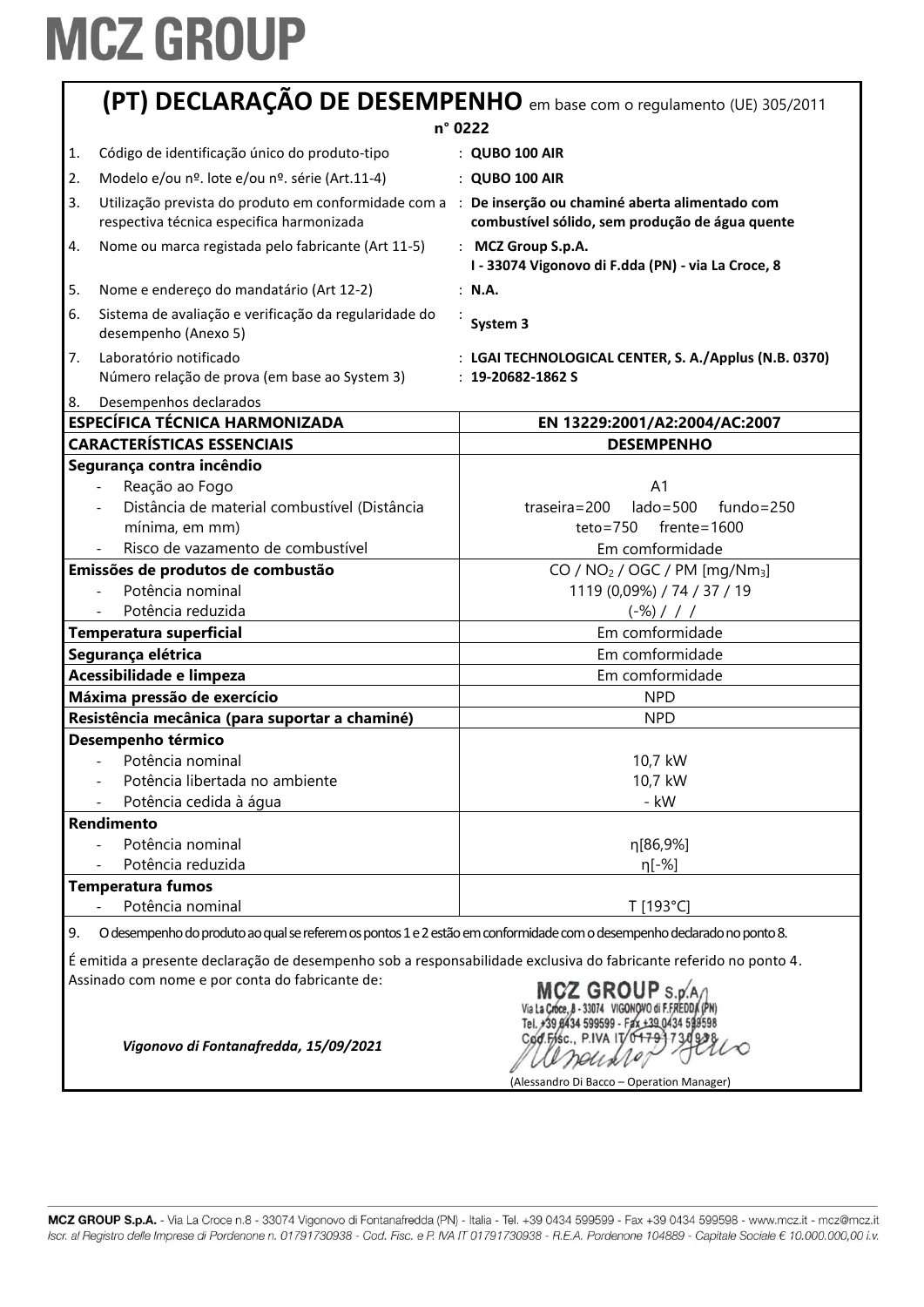# MCZ GROUP

## (PT) DECLARAÇÃO DE DESEMPENHO em base com o regulamento (UE) 305/2011

**n° 0222**

| | | |
|---|---|---|
| 1. | Código de identificação único do produto-tipo | : **QUBO 100 AIR** |
| 2. | Modelo e/ou nº. lote e/ou nº. série (Art.11-4) | : **QUBO 100 AIR** |
| 3. | Utilização prevista do produto em conformidade com a respectiva técnica especifica harmonizada | : **De inserção ou chaminé aberta alimentado com combustível sólido, sem produção de água quente** |
| 4. | Nome ou marca registada pelo fabricante (Art 11-5) | : **MCZ Group S.p.A. I - 33074 Vigonovo di F.dda (PN) - via La Croce, 8** |
| 5. | Nome e endereço do mandatário (Art 12-2) | : **N.A.** |
| 6. | Sistema de avaliação e verificação da regularidade do desempenho (Anexo 5) | : **System 3** |
| 7. | Laboratório notificado<br>Número relação de prova (em base ao System 3) | : **LGAI TECHNOLOGICAL CENTER, S. A./Applus (N.B. 0370)**<br>: **19-20682-1862 S** |
| 8. | Desempenhos declarados | |

| ESPECÍFICA TÉCNICA HARMONIZADA | EN 13229:2001/A2:2004/AC:2007 |
|---|---|
| **CARACTERÍSTICAS ESSENCIAIS** | **DESEMPENHO** |
| **Segurança contra incêndio** | |
| - Reação ao Fogo | A1 |
| - Distância de material combustível (Distância mínima, em mm) | traseira=200 lado=500 fundo=250 teto=750 frente=1600 |
| - Risco de vazamento de combustível | Em comformidade |
| **Emissões de produtos de combustão** | CO / $NO_2$ / OGC / PM [mg/$Nm_3$] |
| - Potência nominal | 1119 (0,09%) / 74 / 37 / 19 |
| - Potência reduzida | (-%) / / / |
| **Temperatura superficial** | Em comformidade |
| **Segurança elétrica** | Em comformidade |
| **Acessibilidade e limpeza** | Em comformidade |
| **Máxima pressão de exercício** | NPD |
| **Resistência mecânica (para suportar a chaminé)** | NPD |
| **Desempenho térmico** | |
| - Potência nominal | 10,7 kW |
| - Potência libertada no ambiente | 10,7 kW |
| - Potência cedida à água | - kW |
| **Rendimento** | |
| - Potência nominal | η[86,9%] |
| - Potência reduzida | η[-%] |
| **Temperatura fumos** | |
| - Potência nominal | T [193°C] |

9. O desempenho do produto ao qual se referem os pontos 1 e 2 estão em conformidade com o desempenho declarado no ponto 8.

É emitida a presente declaração de desempenho sob a responsabilidade exclusiva do fabricante referido no ponto 4.
Assinado com nome e por conta do fabricante de:

*Vigonovo di Fontanafredda, 15/09/2021*

MCZ GROUP S.p.A. Via La Croce, 8 - 33074 VIGONOVO di F.FREDDA (PN) Tel. +39 0434 599599 - Fax +39 0434 599598 Cod.Fisc., P.IVA IT 01791730938

(Alessandro Di Bacco – Operation Manager)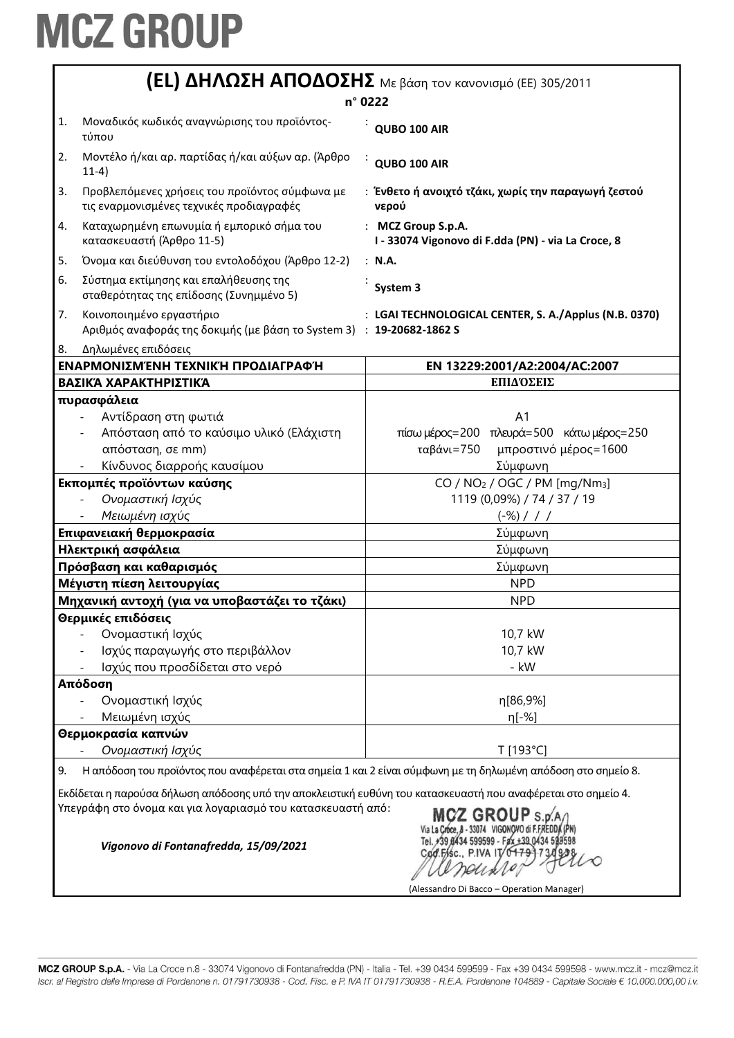# MCZ GROUP

## (EL) ΔΗΛΩΣΗ ΑΠΟΔΟΣΗΣ Με βάση τον κανονισμό (ΕΕ) 305/2011

**n° 0222**

| | | |
|---|---|---|
| 1. | Μοναδικός κωδικός αναγνώρισης του προϊόντος-τύπου | : **QUBO 100 AIR** |
| 2. | Μοντέλο ή/και αρ. παρτίδας ή/και αύξων αρ. (Άρθρο 11-4) | : **QUBO 100 AIR** |
| 3. | Προβλεπόμενες χρήσεις του προϊόντος σύμφωνα με τις εναρμονισμένες τεχνικές προδιαγραφές | : **Ένθετο ή ανοιχτό τζάκι, χωρίς την παραγωγή ζεστού νερού** |
| 4. | Καταχωρημένη επωνυμία ή εμπορικό σήμα του κατασκευαστή (Άρθρο 11-5) | : **MCZ Group S.p.A. I - 33074 Vigonovo di F.dda (PN) - via La Croce, 8** |
| 5. | Όνομα και διεύθυνση του εντολοδόχου (Άρθρο 12-2) | : **N.A.** |
| 6. | Σύστημα εκτίμησης και επαλήθευσης της σταθερότητας της επίδοσης (Συνημμένο 5) | : **System 3** |
| 7. | Κοινοποιημένο εργαστήριο<br>Αριθμός αναφοράς της δοκιμής (με βάση το System 3) | : **LGAI TECHNOLOGICAL CENTER, S. A./Applus (N.B. 0370)**<br>: **19-20682-1862 S** |
| 8. | Δηλωμένες επιδόσεις | |

| **ΕΝΑΡΜΟΝΙΣΜΈΝΗ ΤΕΧΝΙΚΉ ΠΡΟΔΙΑΓΡΑΦΉ** | **EN 13229:2001/A2:2004/AC:2007** |
|---|---|
| **ΒΑΣΙΚΆ ΧΑΡΑΚΤΗΡΙΣΤΙΚΆ** | **ΕΠΙΔΌΣΕΙΣ** |
| **πυρασφάλεια** | |
| - Αντίδραση στη φωτιά | A1 |
| - Απόσταση από το καύσιμο υλικό (Ελάχιστη απόσταση, σε mm) | πίσω μέρος=200 πλευρά=500 κάτω μέρος=250<br>ταβάνι=750 μπροστινό μέρος=1600 |
| - Κίνδυνος διαρροής καυσίμου | Σύμφωνη |
| **Εκπομπές προϊόντων καύσης** | CO / $NO_2$ / OGC / PM [mg/$Nm_3$] |
| - *Ονομαστική Ισχύς* | 1119 (0,09%) / 74 / 37 / 19 |
| - *Μειωμένη ισχύς* | (-%) / / / |
| **Επιφανειακή θερμοκρασία** | Σύμφωνη |
| **Ηλεκτρική ασφάλεια** | Σύμφωνη |
| **Πρόσβαση και καθαρισμός** | Σύμφωνη |
| **Μέγιστη πίεση λειτουργίας** | NPD |
| **Μηχανική αντοχή (για να υποβαστάζει το τζάκι)** | NPD |
| **Θερμικές επιδόσεις** | |
| - Ονομαστική Ισχύς | 10,7 kW |
| - Ισχύς παραγωγής στο περιβάλλον | 10,7 kW |
| - Ισχύς που προσδίδεται στο νερό | - kW |
| **Απόδοση** | |
| - Ονομαστική Ισχύς | η[86,9%] |
| - Μειωμένη ισχύς | η[-%] |
| **Θερμοκρασία καπνών** | |
| - *Ονομαστική Ισχύς* | T [193°C] |

9. Η απόδοση του προϊόντος που αναφέρεται στα σημεία 1 και 2 είναι σύμφωνη με τη δηλωμένη απόδοση στο σημείο 8.

Εκδίδεται η παρούσα δήλωση απόδοσης υπό την αποκλειστική ευθύνη του κατασκευαστή που αναφέρεται στο σημείο 4.
Υπεγράφη στο όνομα και για λογαριασμό του κατασκευαστή από:

*Vigonovo di Fontanafredda, 15/09/2021*

MCZ GROUP S.p.A.
Via La Croce, 8 - 33074 VIGONOVO di F.FREDDA (PN)
Tel. +39 0434 599599 - Fax +39 0434 599598
Cod.Fisc., P.IVA IT 01791730938

(Alessandro Di Bacco – Operation Manager)

MCZ GROUP S.p.A. - Via La Croce n.8 - 33074 Vigonovo di Fontanafredda (PN) - Italia - Tel. +39 0434 599599 - Fax +39 0434 599598 - www.mcz.it - mcz@mcz.it
*Iscr. al Registro delle Imprese di Pordenone n. 01791730938 - Cod. Fisc. e P. IVA IT 01791730938 - R.E.A. Pordenone 104889 - Capitale Sociale € 10.000.000,00 i.v.*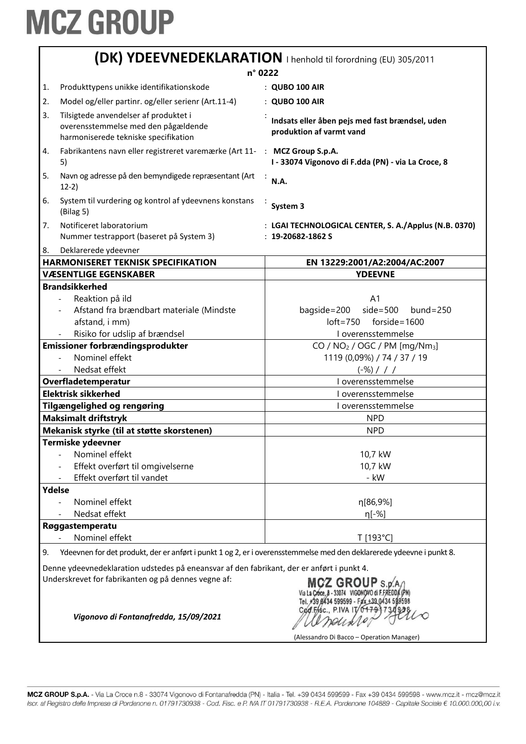# MCZ GROUP

## (DK) YDEEVNEDEKLARATION I henhold til forordning (EU) 305/2011

**n° 0222**

1. Produkttypens unikke identifikationskode : **QUBO 100 AIR**
2. Model og/eller partinr. og/eller serienr (Art.11-4) : **QUBO 100 AIR**
3. Tilsigtede anvendelser af produktet i overensstemmelse med den pågældende harmoniserede tekniske specifikation : **Indsats eller åben pejs med fast brændsel, uden produktion af varmt vand**
4. Fabrikantens navn eller registreret varemærke (Art 11-5) : **MCZ Group S.p.A. I - 33074 Vigonovo di F.dda (PN) - via La Croce, 8**
5. Navn og adresse på den bemyndigede repræsentant (Art 12-2) : **N.A.**
6. System til vurdering og kontrol af ydeevnens konstans (Bilag 5) : **System 3**
7. Notificeret laboratorium : **LGAI TECHNOLOGICAL CENTER, S. A./Applus (N.B. 0370)**
   Nummer testrapport (baseret på System 3) : **19-20682-1862 S**
8. Deklarerede ydeevner

| HARMONISERET TEKNISK SPECIFIKATION | EN 13229:2001/A2:2004/AC:2007 |
|---|---|
| **VÆSENTLIGE EGENSKABER** | **YDEEVNE** |
| **Brandsikkerhed** | |
| - Reaktion på ild | A1 |
| - Afstand fra brændbart materiale (Mindste afstand, i mm) | bagside=200 side=500 bund=250 loft=750 forside=1600 |
| - Risiko for udslip af brændsel | I overensstemmelse |
| **Emissioner forbrændingsprodukter** | CO / $NO_2$ / OGC / PM [mg/$Nm_3$] |
| - Nominel effekt | 1119 (0,09%) / 74 / 37 / 19 |
| - Nedsat effekt | (-%) / / / |
| **Overfladetemperatur** | I overensstemmelse |
| **Elektrisk sikkerhed** | I overensstemmelse |
| **Tilgængelighed og rengøring** | I overensstemmelse |
| **Maksimalt driftstryk** | NPD |
| **Mekanisk styrke (til at støtte skorstenen)** | NPD |
| **Termiske ydeevner** | |
| - Nominel effekt | 10,7 kW |
| - Effekt overført til omgivelserne | 10,7 kW |
| - Effekt overført til vandet | - kW |
| **Ydelse** | |
| - Nominel effekt | η[86,9%] |
| - Nedsat effekt | η[-%] |
| **Røggastemperatu** | |
| - Nominel effekt | T [193°C] |

9. Ydeevnen for det produkt, der er anført i punkt 1 og 2, er i overensstemmelse med den deklarerede ydeevne i punkt 8.

Denne ydeevnedeklaration udstedes på eneansvar af den fabrikant, der er anført i punkt 4.
Underskrevet for fabrikanten og på dennes vegne af:

MCZ GROUP S.p.A. Via La Croce, 8 - 33074 VIGONOVO di F.FREDDA (PN) Tel. +39 0434 599599 - Fax +39 0434 599598 Cod.Fisc., P.IVA IT 01791730938

*Vigonovo di Fontanafredda, 15/09/2021*

(Alessandro Di Bacco – Operation Manager)

MCZ GROUP S.p.A. - Via La Croce n.8 - 33074 Vigonovo di Fontanafredda (PN) - Italia - Tel. +39 0434 599599 - Fax +39 0434 599598 - www.mcz.it - mcz@mcz.it
Iscr. al Registro delle Imprese di Pordenone n. 01791730938 - Cod. Fisc. e P. IVA IT 01791730938 - R.E.A. Pordenone 104889 - Capitale Sociale € 10.000.000,00 i.v.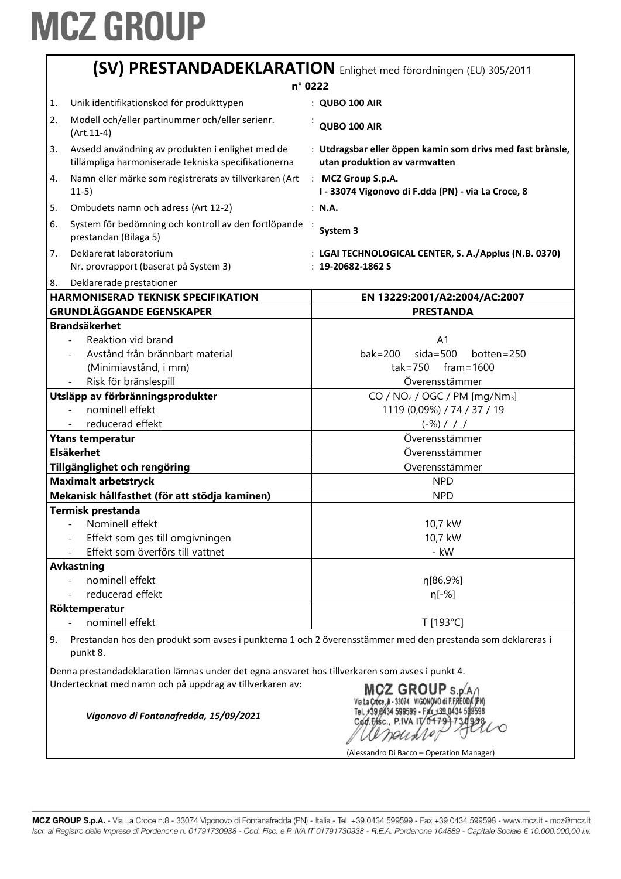# MCZ GROUP

## (SV) PRESTANDADEKLARATION Enlighet med förordningen (EU) 305/2011

**n° 0222**

| | | |
|---|---|---|
| 1. | Unik identifikationskod för produkttypen | : **QUBO 100 AIR** |
| 2. | Modell och/eller partinummer och/eller serienr. (Art.11-4) | : **QUBO 100 AIR** |
| 3. | Avsedd användning av produkten i enlighet med de tillämpliga harmoniserade tekniska specifikationerna | : **Utdragsbar eller öppen kamin som drivs med fast brànsle, utan produktion av varmvatten** |
| 4. | Namn eller märke som registrerats av tillverkaren (Art 11-5) | : **MCZ Group S.p.A. I - 33074 Vigonovo di F.dda (PN) - via La Croce, 8** |
| 5. | Ombudets namn och adress (Art 12-2) | : **N.A.** |
| 6. | System för bedömning och kontroll av den fortlöpande prestandan (Bilaga 5) | : **System 3** |
| 7. | Deklarerat laboratorium<br>Nr. provrapport (baserat på System 3) | : **LGAI TECHNOLOGICAL CENTER, S. A./Applus (N.B. 0370)**<br>: **19-20682-1862 S** |
| 8. | Deklarerade prestationer | |

| **HARMONISERAD TEKNISK SPECIFIKATION** | **EN 13229:2001/A2:2004/AC:2007** |
|---|---|
| **GRUNDLÄGGANDE EGENSKAPER** | **PRESTANDA** |
| **Brandsäkerhet** | |
| - Reaktion vid brand | A1 |
| - Avstånd från brännbart material (Minimiavstånd, i mm) | bak=200 sida=500 botten=250<br>tak=750 fram=1600 |
| - Risk för bränslespill | Överensstämmer |
| **Utsläpp av förbränningsprodukter** | $CO$ / $NO_2$ / OGC / PM [mg/Nm$_3$] |
| - nominell effekt | 1119 (0,09%) / 74 / 37 / 19 |
| - reducerad effekt | (-%) / / / |
| **Ytans temperatur** | Överensstämmer |
| **Elsäkerhet** | Överensstämmer |
| **Tillgänglighet och rengöring** | Överensstämmer |
| **Maximalt arbetstryck** | NPD |
| **Mekanisk hållfasthet (för att stödja kaminen)** | NPD |
| **Termisk prestanda** | |
| - Nominell effekt | 10,7 kW |
| - Effekt som ges till omgivningen | 10,7 kW |
| - Effekt som överförs till vattnet | - kW |
| **Avkastning** | |
| - nominell effekt | η[86,9%] |
| - reducerad effekt | η[-%] |
| **Röktemperatur** | |
| - nominell effekt | T [193°C] |

9. Prestandan hos den produkt som avses i punkterna 1 och 2 överensstämmer med den prestanda som deklareras i punkt 8.

Denna prestandadeklaration lämnas under det egna ansvaret hos tillverkaren som avses i punkt 4.

Undertecknat med namn och på uppdrag av tillverkaren av:

*Vigonovo di Fontanafredda, 15/09/2021*

MCZ GROUP S.p.A. Via La Croce, 8 - 33074 VIGONOVO di F.FREDDA (PN) Tel. +39 0434 599599 - Fax +39 0434 599598 Cod.Fisc., P.IVA IT 01791730938

(Alessandro Di Bacco – Operation Manager)

MCZ GROUP S.p.A. - Via La Croce n.8 - 33074 Vigonovo di Fontanafredda (PN) - Italia - Tel. +39 0434 599599 - Fax +39 0434 599598 - www.mcz.it - mcz@mcz.it
*Iscr. al Registro delle Imprese di Pordenone n. 01791730938 - Cod. Fisc. e P. IVA IT 01791730938 - R.E.A. Pordenone 104889 - Capitale Sociale € 10.000.000,00 i.v.*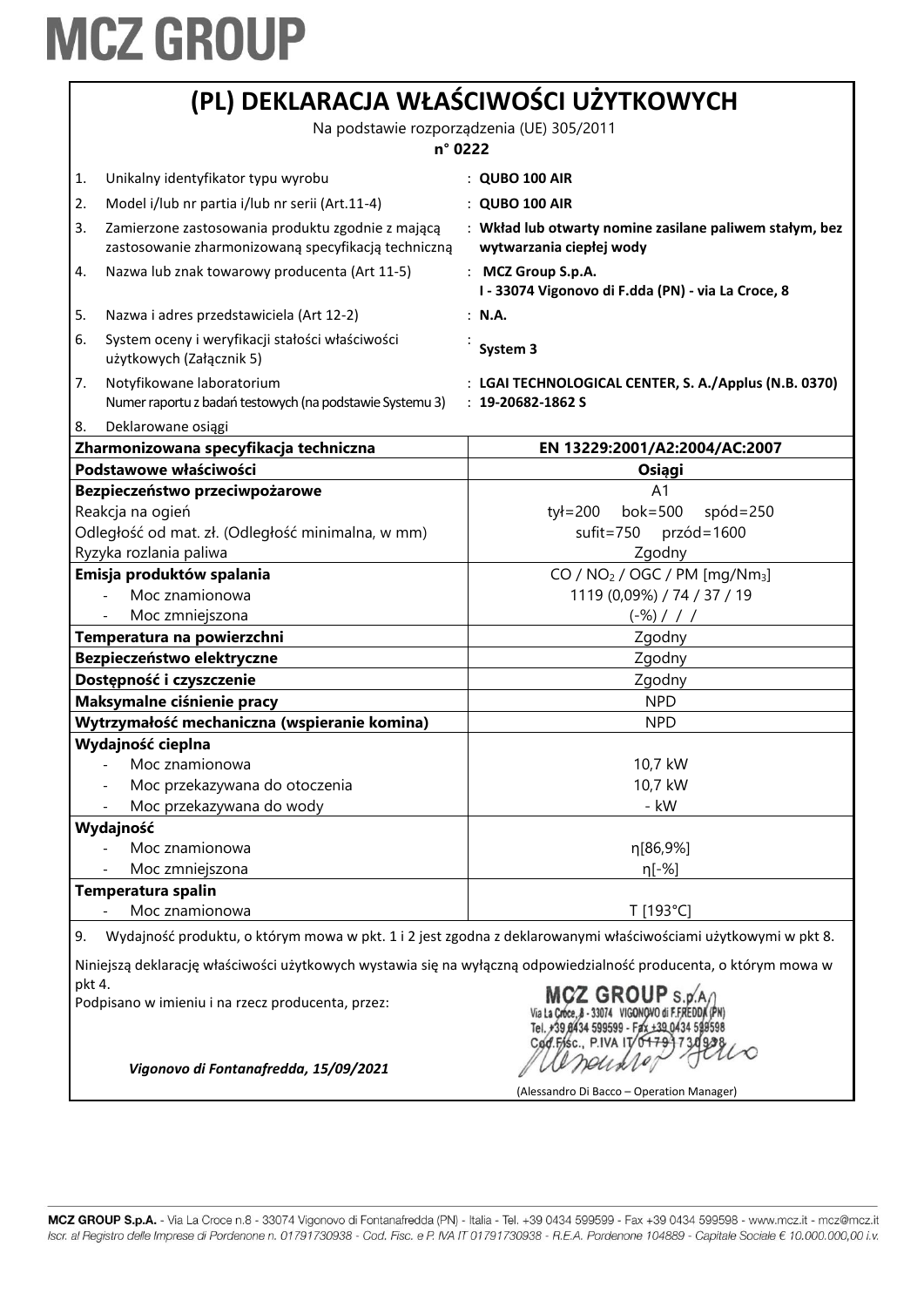# MCZ GROUP

## (PL) DEKLARACJA WŁAŚCIWOŚCI UŻYTKOWYCH

Na podstawie rozporządzenia (UE) 305/2011

**n° 0222**

| | | |
|---|---|---|
| 1. | Unikalny identyfikator typu wyrobu | : **QUBO 100 AIR** |
| 2. | Model i/lub nr partia i/lub nr serii (Art.11-4) | : **QUBO 100 AIR** |
| 3. | Zamierzone zastosowania produktu zgodnie z mającą zastosowanie zharmonizowaną specyfikacją techniczną | : **Wkład lub otwarty nomine zasilane paliwem stałym, bez wytwarzania ciepłej wody** |
| 4. | Nazwa lub znak towarowy producenta (Art 11-5) | : **MCZ Group S.p.A. I - 33074 Vigonovo di F.dda (PN) - via La Croce, 8** |
| 5. | Nazwa i adres przedstawiciela (Art 12-2) | : **N.A.** |
| 6. | System oceny i weryfikacji stałości właściwości użytkowych (Załącznik 5) | : **System 3** |
| 7. | Notyfikowane laboratorium<br>Numer raportu z badań testowych (na podstawie Systemu 3) | : **LGAI TECHNOLOGICAL CENTER, S. A./Applus (N.B. 0370)**<br>: **19-20682-1862 S** |
| 8. | Deklarowane osiągi | |

| **Zharmonizowana specyfikacja techniczna** | **EN 13229:2001/A2:2004/AC:2007** |
|---|---|
| **Podstawowe właściwości** | **Osiągi** |
| **Bezpieczeństwo przeciwpożarowe** | A1 |
| Reakcja na ogień | tył=200 bok=500 spód=250 |
| Odległość od mat. zł. (Odległość minimalna, w mm) | sufit=750 przód=1600 |
| Ryzyka rozlania paliwa | Zgodny |
| **Emisja produktów spalania** | CO / $NO_2$ / OGC / PM [mg/Nm$_3$] |
| - Moc znamionowa | 1119 (0,09%) / 74 / 37 / 19 |
| - Moc zmniejszona | (-%) / / / |
| **Temperatura na powierzchni** | Zgodny |
| **Bezpieczeństwo elektryczne** | Zgodny |
| **Dostępność i czyszczenie** | Zgodny |
| **Maksymalne ciśnienie pracy** | NPD |
| **Wytrzymałość mechaniczna (wspieranie komina)** | NPD |
| **Wydajność cieplna** | |
| - Moc znamionowa | 10,7 kW |
| - Moc przekazywana do otoczenia | 10,7 kW |
| - Moc przekazywana do wody | - kW |
| **Wydajność** | |
| - Moc znamionowa | η[86,9%] |
| - Moc zmniejszona | η[-%] |
| **Temperatura spalin** | |
| - Moc znamionowa | T [193°C] |

9. Wydajność produktu, o którym mowa w pkt. 1 i 2 jest zgodna z deklarowanymi właściwościami użytkowymi w pkt 8.

Niniejszą deklarację właściwości użytkowych wystawia się na wyłączną odpowiedzialność producenta, o którym mowa w pkt 4.

Podpisano w imieniu i na rzecz producenta, przez:

MCZ GROUP S.p.A. Via La Croce, 8 - 33074 VIGONOVO di F.FREDDA (PN) Tel. +39 0434 599599 - Fax +39 0434 599598 Cod.Fisc., P.IVA IT 01791730938

*Vigonovo di Fontanafredda, 15/09/2021*

(Alessandro Di Bacco – Operation Manager)

MCZ GROUP S.p.A. - Via La Croce n.8 - 33074 Vigonovo di Fontanafredda (PN) - Italia - Tel. +39 0434 599599 - Fax +39 0434 599598 - www.mcz.it - mcz@mcz.it
*Iscr. al Registro delle Imprese di Pordenone n. 01791730938 - Cod. Fisc. e P. IVA IT 01791730938 - R.E.A. Pordenone 104889 - Capitale Sociale € 10.000.000,00 i.v.*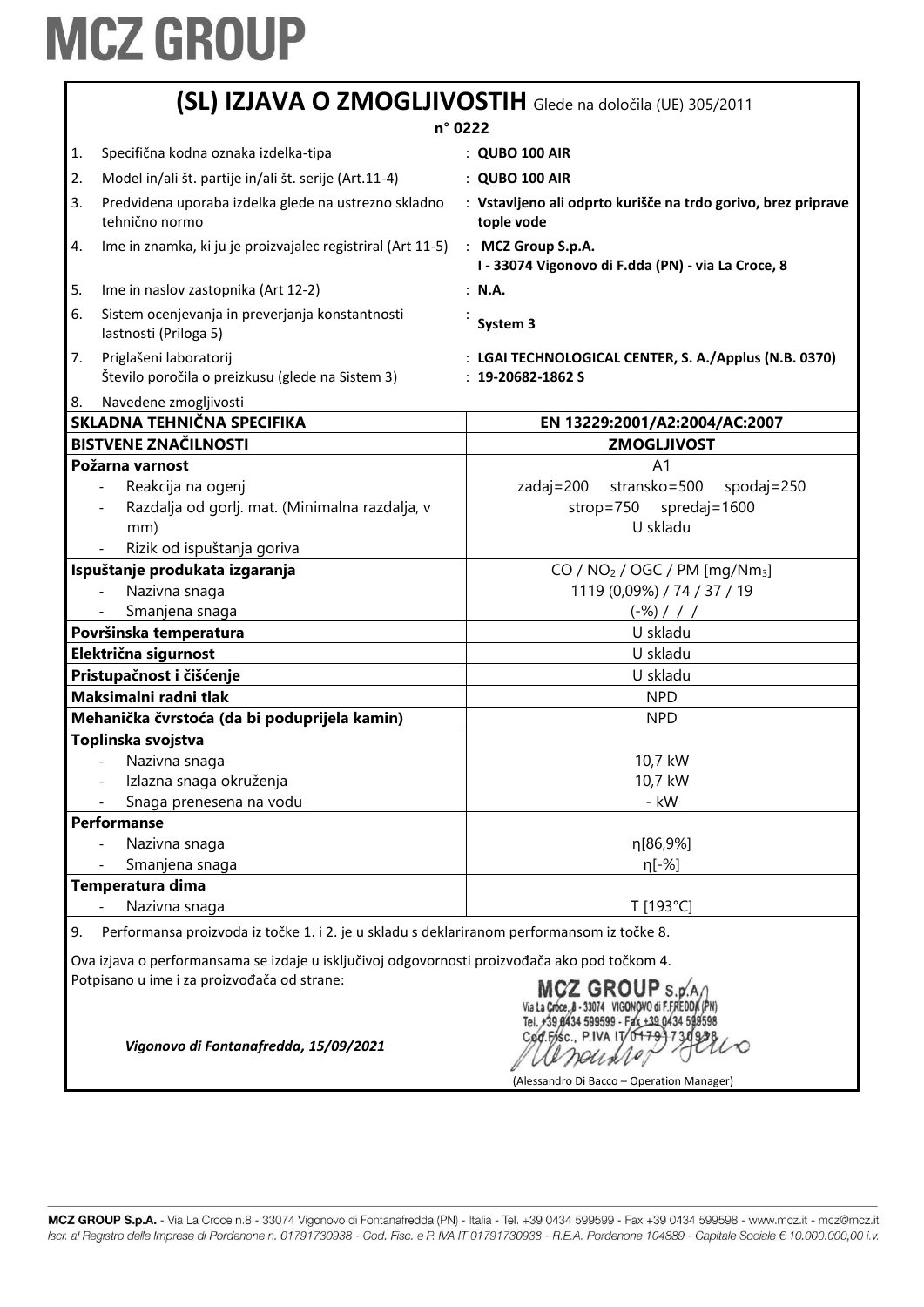# MCZ GROUP

## (SL) IZJAVA O ZMOGLJIVOSTIH Glede na določila (UE) 305/2011

**n° 0222**

| | | |
|---|---|---|
| 1. | Specifična kodna oznaka izdelka-tipa | : **QUBO 100 AIR** |
| 2. | Model in/ali št. partije in/ali št. serije (Art.11-4) | : **QUBO 100 AIR** |
| 3. | Predvidena uporaba izdelka glede na ustrezno skladno tehnično normo | : **Vstavljeno ali odprto kurišče na trdo gorivo, brez priprave tople vode** |
| 4. | Ime in znamka, ki ju je proizvajalec registriral (Art 11-5) | : **MCZ Group S.p.A. I - 33074 Vigonovo di F.dda (PN) - via La Croce, 8** |
| 5. | Ime in naslov zastopnika (Art 12-2) | : **N.A.** |
| 6. | Sistem ocenjevanja in preverjanja konstantnosti lastnosti (Priloga 5) | : **System 3** |
| 7. | Priglašeni laboratorij<br>Število poročila o preizkusu (glede na Sistem 3) | : **LGAI TECHNOLOGICAL CENTER, S. A./Applus (N.B. 0370)**<br>: **19-20682-1862 S** |
| 8. | Navedene zmogljivosti | |

| **SKLADNA TEHNIČNA SPECIFIKA** | **EN 13229:2001/A2:2004/AC:2007** |
|---|---|
| **BISTVENE ZNAČILNOSTI** | **ZMOGLJIVOST** |
| **Požarna varnost** | |
| - Reakcija na ogenj | A1 |
| - Razdalja od gorlj. mat. (Minimalna razdalja, v mm) | zadaj=200 stransko=500 spodaj=250 strop=750 spredaj=1600 |
| - Rizik od ispuštanja goriva | U skladu |
| **Ispuštanje produkata izgaranja** | CO / $NO_2$ / OGC / PM [mg/$Nm_3$] |
| - Nazivna snaga | 1119 (0,09%) / 74 / 37 / 19 |
| - Smanjena snaga | (-%) / / / |
| **Površinska temperatura** | U skladu |
| **Električna sigurnost** | U skladu |
| **Pristupačnost i čišćenje** | U skladu |
| **Maksimalni radni tlak** | NPD |
| **Mehanička čvrstoća (da bi poduprijela kamin)** | NPD |
| **Toplinska svojstva** | |
| - Nazivna snaga | 10,7 kW |
| - Izlazna snaga okruženja | 10,7 kW |
| - Snaga prenesena na vodu | - kW |
| **Performanse** | |
| - Nazivna snaga | η[86,9%] |
| - Smanjena snaga | η[-%] |
| **Temperatura dima** | |
| - Nazivna snaga | T [193°C] |

9. Performansa proizvoda iz točke 1. i 2. je u skladu s deklariranom performansom iz točke 8.

Ova izjava o performansama se izdaje u isključivoj odgovornosti proizvođača ako pod točkom 4.
Potpisano u ime i za proizvođača od strane:

*Vigonovo di Fontanafredda, 15/09/2021*

MCZ GROUP S.p.A. Via La Croce, 8 - 33074 VIGONOVO di F.FREDDA (PN) Tel. +39 0434 599599 - Fax +39 0434 599598 Cod.Fisc., P.IVA IT 01791730938

(Alessandro Di Bacco – Operation Manager)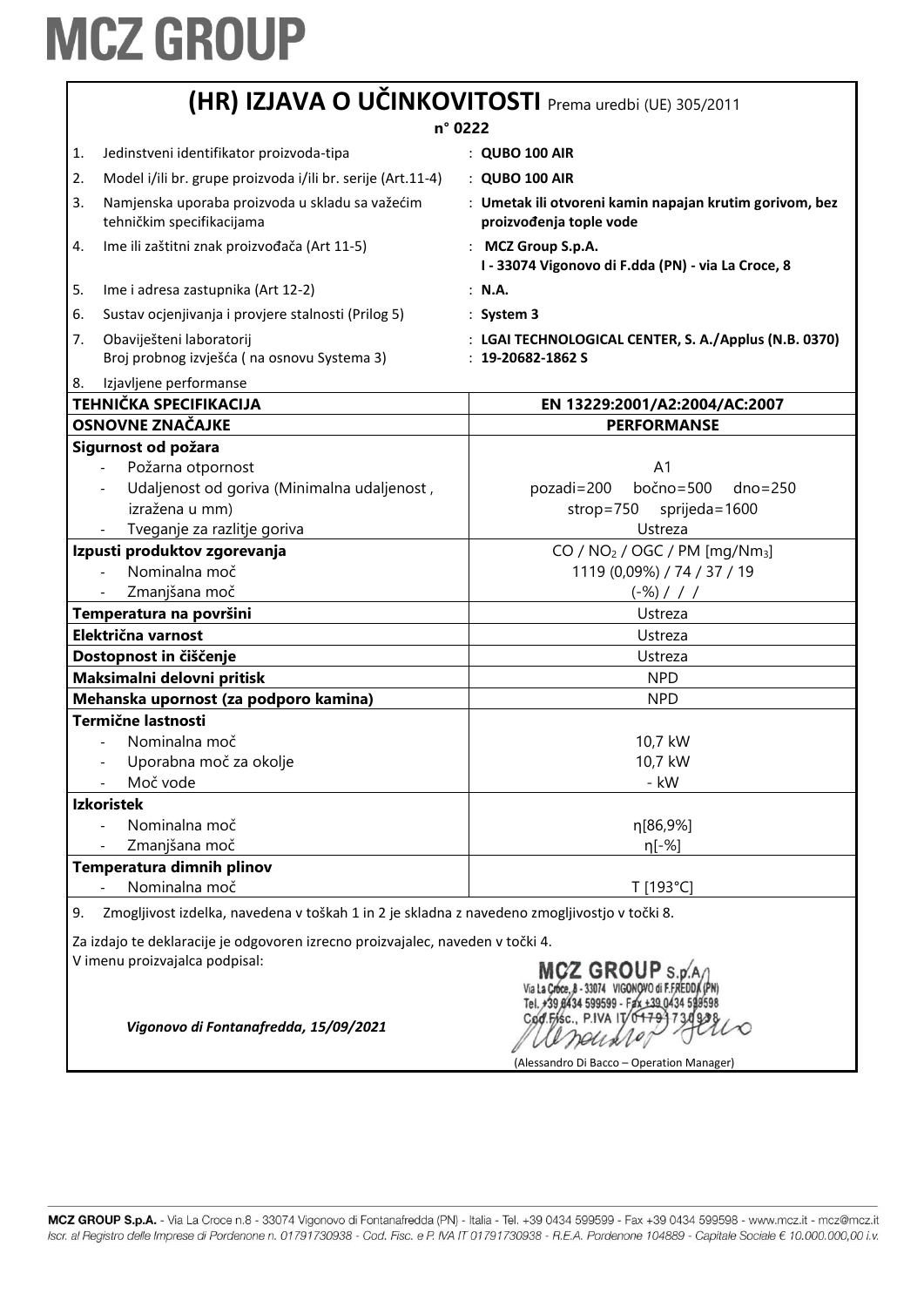# MCZ GROUP

## (HR) IZJAVA O UČINKOVITOSTI Prema uredbi (UE) 305/2011

**n° 0222**

1. Jedinstveni identifikator proizvoda-tipa : **QUBO 100 AIR**
2. Model i/ili br. grupe proizvoda i/ili br. serije (Art.11-4) : **QUBO 100 AIR**
3. Namjenska uporaba proizvoda u skladu sa važećim tehničkim specifikacijama : **Umetak ili otvoreni kamin napajan krutim gorivom, bez proizvođenja tople vode**
4. Ime ili zaštitni znak proizvođača (Art 11-5) : **MCZ Group S.p.A. I - 33074 Vigonovo di F.dda (PN) - via La Croce, 8**
5. Ime i adresa zastupnika (Art 12-2) : **N.A.**
6. Sustav ocjenjivanja i provjere stalnosti (Prilog 5) : **System 3**
7. Obaviješteni laboratorij : **LGAI TECHNOLOGICAL CENTER, S. A./Applus (N.B. 0370)**
   Broj probnog izvješća ( na osnovu Systema 3) : **19-20682-1862 S**
8. Izjavljene performanse

| **TEHNIČKA SPECIFIKACIJA** | **EN 13229:2001/A2:2004/AC:2007** |
|---|---|
| **OSNOVNE ZNAČAJKE** | **PERFORMANSE** |
| **Sigurnost od požara** | |
| - Požarna otpornost | A1 |
| - Udaljenost od goriva (Minimalna udaljenost , izražena u mm) | pozadi=200 bočno=500 dno=250 strop=750 sprijeda=1600 |
| - Tveganje za razlitje goriva | Ustreza |
| **Izpusti produktov zgorevanja** | $CO$ / $NO_2$ / OGC / PM [mg/Nm$_3$] |
| - Nominalna moč | 1119 (0,09%) / 74 / 37 / 19 |
| - Zmanjšana moč | (-%) / / / |
| **Temperatura na površini** | Ustreza |
| **Električna varnost** | Ustreza |
| **Dostopnost in čiščenje** | Ustreza |
| **Maksimalni delovni pritisk** | NPD |
| **Mehanska upornost (za podporo kamina)** | NPD |
| **Termične lastnosti** | |
| - Nominalna moč | 10,7 kW |
| - Uporabna moč za okolje | 10,7 kW |
| - Moč vode | - kW |
| **Izkoristek** | |
| - Nominalna moč | η[86,9%] |
| - Zmanjšana moč | η[-%] |
| **Temperatura dimnih plinov** | |
| - Nominalna moč | T [193°C] |

9. Zmogljivost izdelka, navedena v toškah 1 in 2 je skladna z navedeno zmogljivostjo v točki 8.

Za izdajo te deklaracije je odgovoren izrecno proizvajalec, naveden v točki 4.

V imenu proizvajalca podpisal:

*Vigonovo di Fontanafredda, 15/09/2021*

MCZ GROUP S.p.A. Via La Croce, 8 - 33074 VIGONOVO di F.FREDDA (PN) Tel. +39 0434 599599 - Fax +39 0434 599598 Cod.Fisc., P.IVA IT 01791730938

(Alessandro Di Bacco – Operation Manager)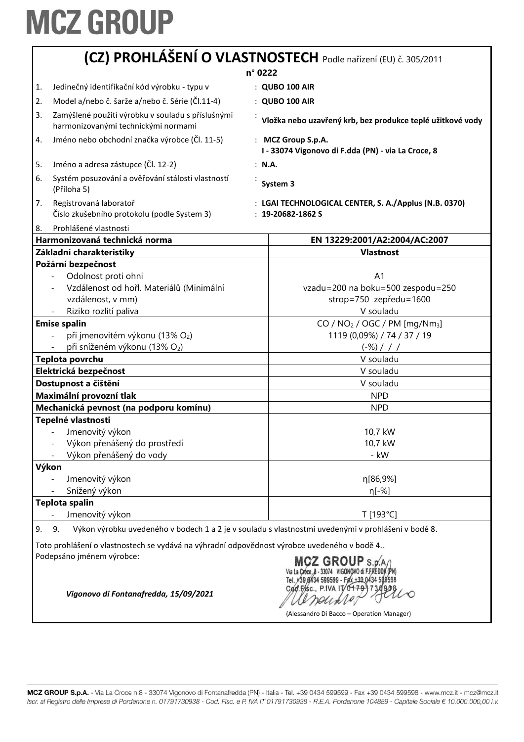# MCZ GROUP

## (CZ) PROHLÁŠENÍ O VLASTNOSTECH Podle nařízení (EU) č. 305/2011

**n° 0222**

1. Jedinečný identifikační kód výrobku - typu v : **QUBO 100 AIR**
2. Model a/nebo č. šarže a/nebo č. Série (Čl.11-4) : **QUBO 100 AIR**
3. Zamýšlené použití výrobku v souladu s příslušnými harmonizovanými technickými normami : **Vložka nebo uzavřený krb, bez produkce teplé užitkové vody**
4. Jméno nebo obchodní značka výrobce (Čl. 11-5) : **MCZ Group S.p.A. I - 33074 Vigonovo di F.dda (PN) - via La Croce, 8**
5. Jméno a adresa zástupce (Čl. 12-2) : **N.A.**
6. Systém posuzování a ověřování stálosti vlastností (Příloha 5) : **System 3**
7. Registrovaná laboratoř : **LGAI TECHNOLOGICAL CENTER, S. A./Applus (N.B. 0370)**
   Číslo zkušebního protokolu (podle System 3) : **19-20682-1862 S**
8. Prohlášené vlastnosti

| **Harmonizovaná technická norma** | **EN 13229:2001/A2:2004/AC:2007** |
|---|---|
| **Základní charakteristiky** | **Vlastnost** |
| **Požární bezpečnost** | |
| - Odolnost proti ohni | A1 |
| - Vzdálenost od hořl. Materiálů (Minimální vzdálenost, v mm) | vzadu=200 na boku=500 zespodu=250 strop=750 zepředu=1600 |
| - Riziko rozlití paliva | V souladu |
| **Emise spalin** | CO / $NO_2$ / OGC / PM [mg/$Nm_3$] |
| - při jmenovitém výkonu (13% $O_2$) | 1119 (0,09%) / 74 / 37 / 19 |
| - při sníženém výkonu (13% $O_2$) | (-%) / / / |
| **Teplota povrchu** | V souladu |
| **Elektrická bezpečnost** | V souladu |
| **Dostupnost a čištění** | V souladu |
| **Maximální provozní tlak** | NPD |
| **Mechanická pevnost (na podporu komínu)** | NPD |
| **Tepelné vlastnosti** | |
| - Jmenovitý výkon | 10,7 kW |
| - Výkon přenášený do prostředí | 10,7 kW |
| - Výkon přenášený do vody | - kW |
| **Výkon** | |
| - Jmenovitý výkon | η[86,9%] |
| - Snížený výkon | η[-%] |
| **Teplota spalin** | |
| - Jmenovitý výkon | T [193°C] |

9. 9. Výkon výrobku uvedeného v bodech 1 a 2 je v souladu s vlastnostmi uvedenými v prohlášení v bodě 8.

Toto prohlášení o vlastnostech se vydává na výhradní odpovědnost výrobce uvedeného v bodě 4..
Podepsáno jménem výrobce:

*Vigonovo di Fontanafredda, 15/09/2021*

MCZ GROUP S.p.A. Via La Croce, 8 - 33074 VIGONOVO di F.FREDDA (PN) Tel. +39 0434 599599 - Fax +39 0434 599598 Cod.Fisc., P.IVA IT 01791730938

(Alessandro Di Bacco – Operation Manager)

MCZ GROUP S.p.A. - Via La Croce n.8 - 33074 Vigonovo di Fontanafredda (PN) - Italia - Tel. +39 0434 599599 - Fax +39 0434 599598 - www.mcz.it - mcz@mcz.it
Iscr. al Registro delle Imprese di Pordenone n. 01791730938 - Cod. Fisc. e P. IVA IT 01791730938 - R.E.A. Pordenone 104889 - Capitale Sociale € 10.000.000,00 i.v.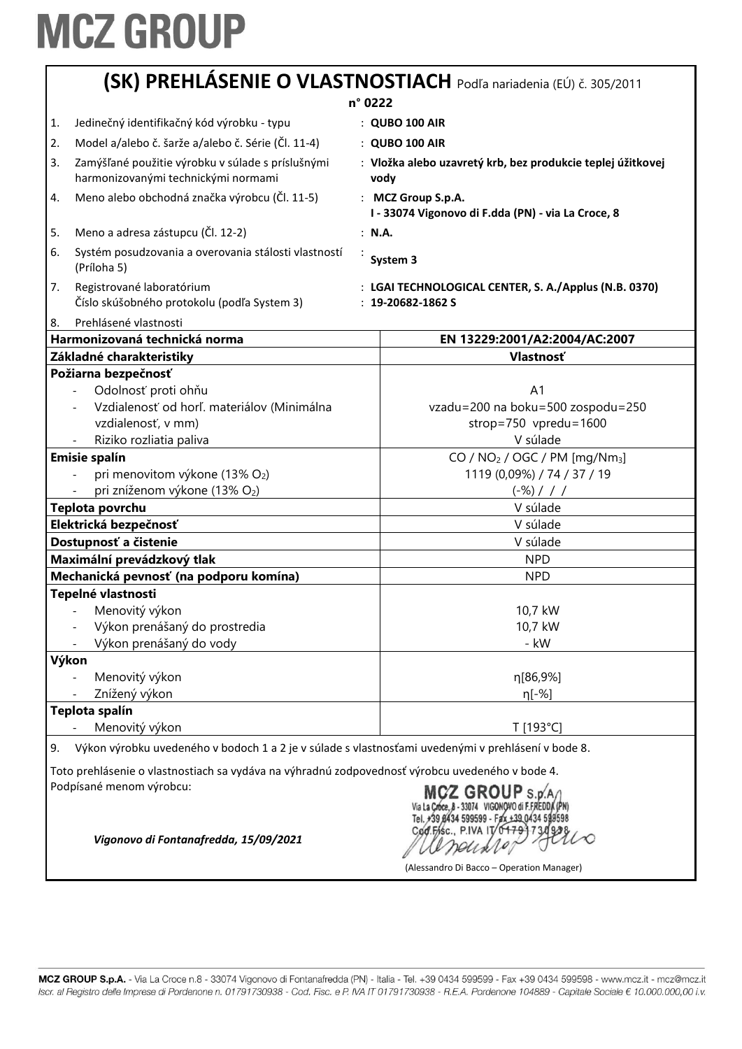# MCZ GROUP

## (SK) PREHLÁSENIE O VLASTNOSTIACH Podľa nariadenia (EÚ) č. 305/2011

**n° 0222**

1. Jedinečný identifikačný kód výrobku - typu : **QUBO 100 AIR**
2. Model a/alebo č. šarže a/alebo č. Série (Čl. 11-4) : **QUBO 100 AIR**
3. Zamýšľané použitie výrobku v súlade s príslušnými harmonizovanými technickými normami : **Vložka alebo uzavretý krb, bez produkcie teplej úžitkovej vody**
4. Meno alebo obchodná značka výrobcu (Čl. 11-5) : **MCZ Group S.p.A.**
   **I - 33074 Vigonovo di F.dda (PN) - via La Croce, 8**
5. Meno a adresa zástupcu (Čl. 12-2) : **N.A.**
6. Systém posudzovania a overovania stálosti vlastností (Príloha 5) : **System 3**
7. Registrované laboratórium : **LGAI TECHNOLOGICAL CENTER, S. A./Applus (N.B. 0370)**
   Číslo skúšobného protokolu (podľa System 3) : **19-20682-1862 S**
8. Prehlásené vlastnosti

| **Harmonizovaná technická norma** | **EN 13229:2001/A2:2004/AC:2007** |
|---|---|
| **Základné charakteristiky** | **Vlastnosť** |
| **Požiarna bezpečnosť** | |
| - Odolnosť proti ohňu | A1 |
| - Vzdialenosť od horľ. materiálov (Minimálna vzdialenosť, v mm) | vzadu=200 na boku=500 zospodu=250 strop=750 vpredu=1600 |
| - Riziko rozliatia paliva | V súlade |
| **Emisie spalín** | $CO$ / $NO_2$ / OGC / PM [mg/Nm$_3$] |
| - pri menovitom výkone (13% $O_2$) | 1119 (0,09%) / 74 / 37 / 19 |
| - pri zníženom výkone (13% $O_2$) | (-%) / / / |
| **Teplota povrchu** | V súlade |
| **Elektrická bezpečnosť** | V súlade |
| **Dostupnosť a čistenie** | V súlade |
| **Maximální prevádzkový tlak** | NPD |
| **Mechanická pevnosť (na podporu komína)** | NPD |
| **Tepelné vlastnosti** | |
| - Menovitý výkon | 10,7 kW |
| - Výkon prenášaný do prostredia | 10,7 kW |
| - Výkon prenášaný do vody | - kW |
| **Výkon** | |
| - Menovitý výkon | η[86,9%] |
| - Znížený výkon | η[-%] |
| **Teplota spalín** | |
| - Menovitý výkon | T [193°C] |

9. Výkon výrobku uvedeného v bodoch 1 a 2 je v súlade s vlastnosťami uvedenými v prehlásení v bode 8.

Toto prehlásenie o vlastnostiach sa vydáva na výhradnú zodpovednosť výrobcu uvedeného v bode 4.
Podpísané menom výrobcu:

MCZ GROUP S.p.A. Via La Croce, 8 - 33074 VIGONOVO di F.FREDDA (PN) Tel. +39 0434 599599 - Fax +39 0434 599598 Cod.Fisc., P.IVA IT 01791730938

*Vigonovo di Fontanafredda, 15/09/2021*

(Alessandro Di Bacco – Operation Manager)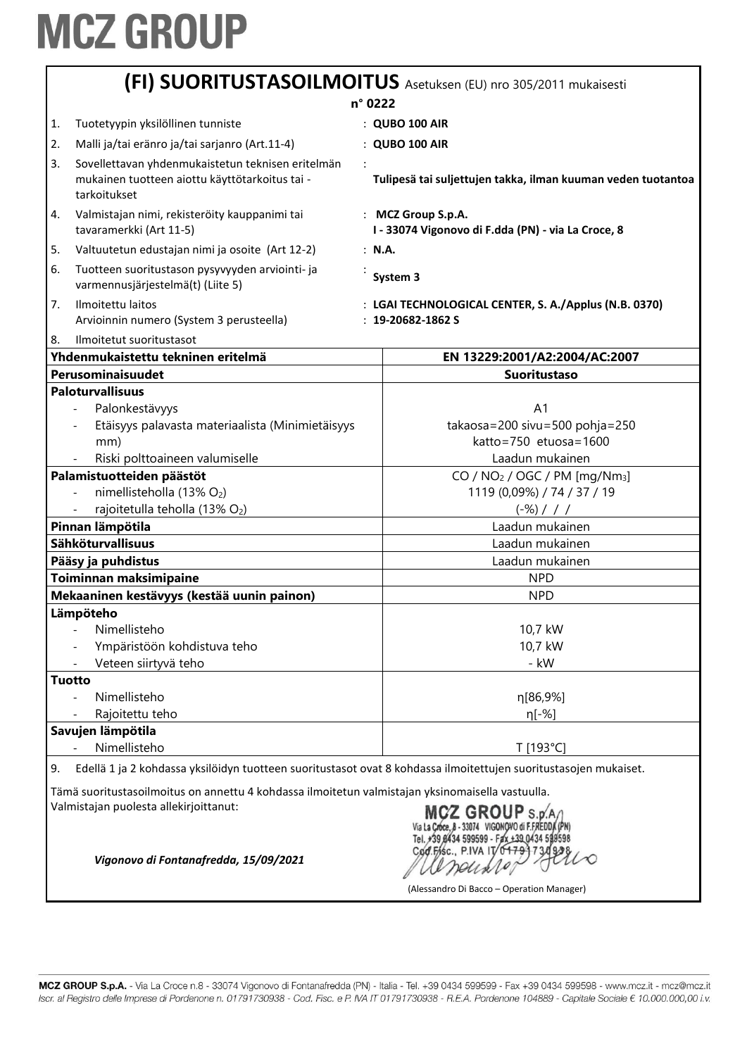# MCZ GROUP

## (FI) SUORITUSTASOILMOITUS Asetuksen (EU) nro 305/2011 mukaisesti

**n° 0222**

1. Tuotetyypin yksilöllinen tunniste : **QUBO 100 AIR**
2. Malli ja/tai eränro ja/tai sarjanro (Art.11-4) : **QUBO 100 AIR**
3. Sovellettavan yhdenmukaistetun teknisen eritelmän mukainen tuotteen aiottu käyttötarkoitus tai -tarkoitukset : **Tulipesä tai suljettujen takka, ilman kuuman veden tuotantoa**
4. Valmistajan nimi, rekisteröity kauppanimi tai tavaramerkki (Art 11-5) : **MCZ Group S.p.A. I - 33074 Vigonovo di F.dda (PN) - via La Croce, 8**
5. Valtuutetun edustajan nimi ja osoite (Art 12-2) : **N.A.**
6. Tuotteen suoritustason pysyvyyden arviointi- ja varmennusjärjestelmä(t) (Liite 5) : **System 3**
7. Ilmoitettu laitos : **LGAI TECHNOLOGICAL CENTER, S. A./Applus (N.B. 0370)**
   Arvioinnin numero (System 3 perusteella) : **19-20682-1862 S**
8. Ilmoitetut suoritustasot

| **Yhdenmukaistettu tekninen eritelmä** | **EN 13229:2001/A2:2004/AC:2007** |
|---|---|
| **Perusominaisuudet** | **Suoritustaso** |
| **Paloturvallisuus** | |
| - Palonkestävyys | A1 |
| - Etäisyys palavasta materiaalista (Minimietäisyys mm) | takaosa=200 sivu=500 pohja=250 katto=750 etuosa=1600 |
| - Riski polttoaineen valumiselle | Laadun mukainen |
| **Palamistuotteiden päästöt** | CO / $NO_2$ / OGC / PM [mg/$Nm_3$] |
| - nimellisteholla (13% $O_2$) | 1119 (0,09%) / 74 / 37 / 19 |
| - rajoitetulla teholla (13% $O_2$) | (-%) / / / |
| **Pinnan lämpötila** | Laadun mukainen |
| **Sähköturvallisuus** | Laadun mukainen |
| **Pääsy ja puhdistus** | Laadun mukainen |
| **Toiminnan maksimipaine** | NPD |
| **Mekaaninen kestävyys (kestää uunin painon)** | NPD |
| **Lämpöteho** | |
| - Nimellisteho | 10,7 kW |
| - Ympäristöön kohdistuva teho | 10,7 kW |
| - Veteen siirtyvä teho | - kW |
| **Tuotto** | |
| - Nimellisteho | η[86,9%] |
| - Rajoitettu teho | η[-%] |
| **Savujen lämpötila** | |
| - Nimellisteho | T [193°C] |

9. Edellä 1 ja 2 kohdassa yksilöidyn tuotteen suoritustasot ovat 8 kohdassa ilmoitettujen suoritustasojen mukaiset.

Tämä suoritustasoilmoitus on annettu 4 kohdassa ilmoitetun valmistajan yksinomaisella vastuulla.
Valmistajan puolesta allekirjoittanut:

MCZ GROUP S.p.A. Via La Croce, 8 - 33074 VIGONOVO di F.FREDDA (PN) Tel. +39 0434 599599 - Fax +39 0434 599598 Cod.Fisc., P.IVA IT 01791730938

*Vigonovo di Fontanafredda, 15/09/2021*

(Alessandro Di Bacco – Operation Manager)

MCZ GROUP S.p.A. - Via La Croce n.8 - 33074 Vigonovo di Fontanafredda (PN) - Italia - Tel. +39 0434 599599 - Fax +39 0434 599598 - www.mcz.it - mcz@mcz.it
*Iscr. al Registro delle Imprese di Pordenone n. 01791730938 - Cod. Fisc. e P. IVA IT 01791730938 - R.E.A. Pordenone 104889 - Capitale Sociale € 10.000.000,00 i.v.*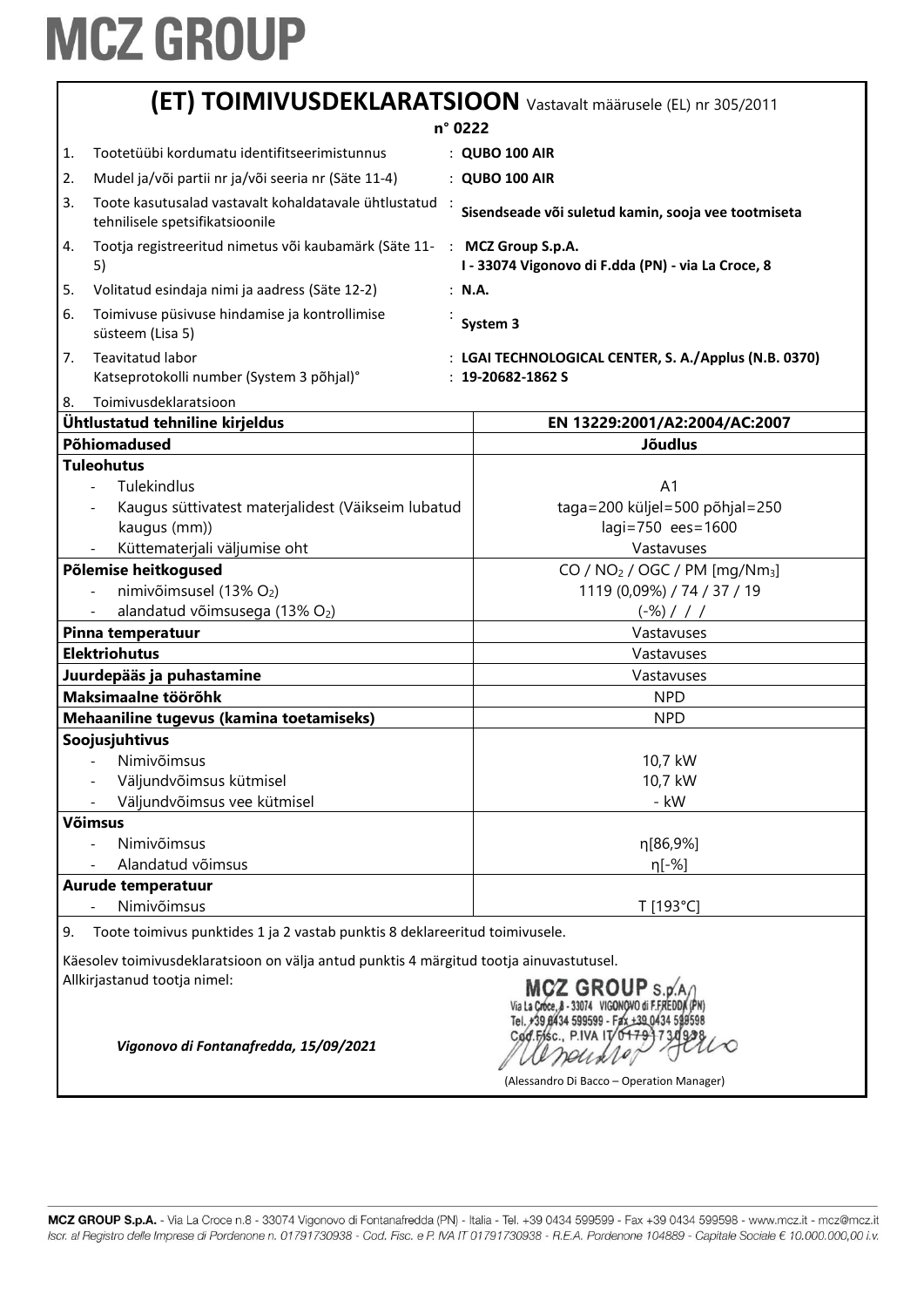# MCZ GROUP

## (ET) TOIMIVUSDEKLARATSIOON Vastavalt määrusele (EL) nr 305/2011

**n° 0222**

| | | |
|---|---|---|
| 1. | Tootetüübi kordumatu identifitseerimistunnus | : **QUBO 100 AIR** |
| 2. | Mudel ja/või partii nr ja/või seeria nr (Säte 11-4) | : **QUBO 100 AIR** |
| 3. | Toote kasutusalad vastavalt kohaldatavale ühtlustatud tehnilisele spetsifikatsioonile | : **Sisendseade või suletud kamin, sooja vee tootmiseta** |
| 4. | Tootja registreeritud nimetus või kaubamärk (Säte 11-5) | : **MCZ Group S.p.A.** **I - 33074 Vigonovo di F.dda (PN) - via La Croce, 8** |
| 5. | Volitatud esindaja nimi ja aadress (Säte 12-2) | : **N.A.** |
| 6. | Toimivuse püsivuse hindamise ja kontrollimise süsteem (Lisa 5) | : **System 3** |
| 7. | Teavitatud labor Katseprotokolli number (System 3 põhjal)° | : **LGAI TECHNOLOGICAL CENTER, S. A./Applus (N.B. 0370)** : **19-20682-1862 S** |
| 8. | Toimivusdeklaratsioon | |

| **Ühtlustatud tehniline kirjeldus** | **EN 13229:2001/A2:2004/AC:2007** |
|---|---|
| **Põhiomadused** | **Jõudlus** |
| **Tuleohutus** | |
| - Tulekindlus | A1 |
| - Kaugus süttivatest materjalidest (Väikseim lubatud kaugus (mm)) | taga=200 küljel=500 põhjal=250 lagi=750 ees=1600 |
| - Küttematerjali väljumise oht | Vastavuses |
| **Põlemise heitkogused** | CO / $NO_2$ / OGC / PM [mg/$Nm_3$] |
| - nimivõimsusel (13% $O_2$) | 1119 (0,09%) / 74 / 37 / 19 |
| - alandatud võimsusega (13% $O_2$) | (-%) / / / |
| **Pinna temperatuur** | Vastavuses |
| **Elektriohutus** | Vastavuses |
| **Juurdepääs ja puhastamine** | Vastavuses |
| **Maksimaalne töörõhk** | NPD |
| **Mehaaniline tugevus (kamina toetamiseks)** | NPD |
| **Soojusjuhtivus** | |
| - Nimivõimsus | 10,7 kW |
| - Väljundvõimsus kütmisel | 10,7 kW |
| - Väljundvõimsus vee kütmisel | - kW |
| **Võimsus** | |
| - Nimivõimsus | η[86,9%] |
| - Alandatud võimsus | η[-%] |
| **Aurude temperatuur** | |
| - Nimivõimsus | T [193°C] |

9. Toote toimivus punktides 1 ja 2 vastab punktis 8 deklareeritud toimivusele.

Käesolev toimivusdeklaratsioon on välja antud punktis 4 märgitud tootja ainuvastutusel.
Allkirjastanud tootja nimel:

MCZ GROUP S.p.A. Via La Croce, 8 - 33074 VIGONOVO di F.FREDDA (PN) Tel. +39 0434 599599 - Fax +39 0434 599598 Cod.Fisc., P.IVA IT 01791730938

*Vigonovo di Fontanafredda, 15/09/2021*

(Alessandro Di Bacco – Operation Manager)

**MCZ GROUP S.p.A.** - Via La Croce n.8 - 33074 Vigonovo di Fontanafredda (PN) - Italia - Tel. +39 0434 599599 - Fax +39 0434 599598 - www.mcz.it - mcz@mcz.it
*Iscr. al Registro delle Imprese di Pordenone n. 01791730938 - Cod. Fisc. e P. IVA IT 01791730938 - R.E.A. Pordenone 104889 - Capitale Sociale € 10.000.000,00 i.v.*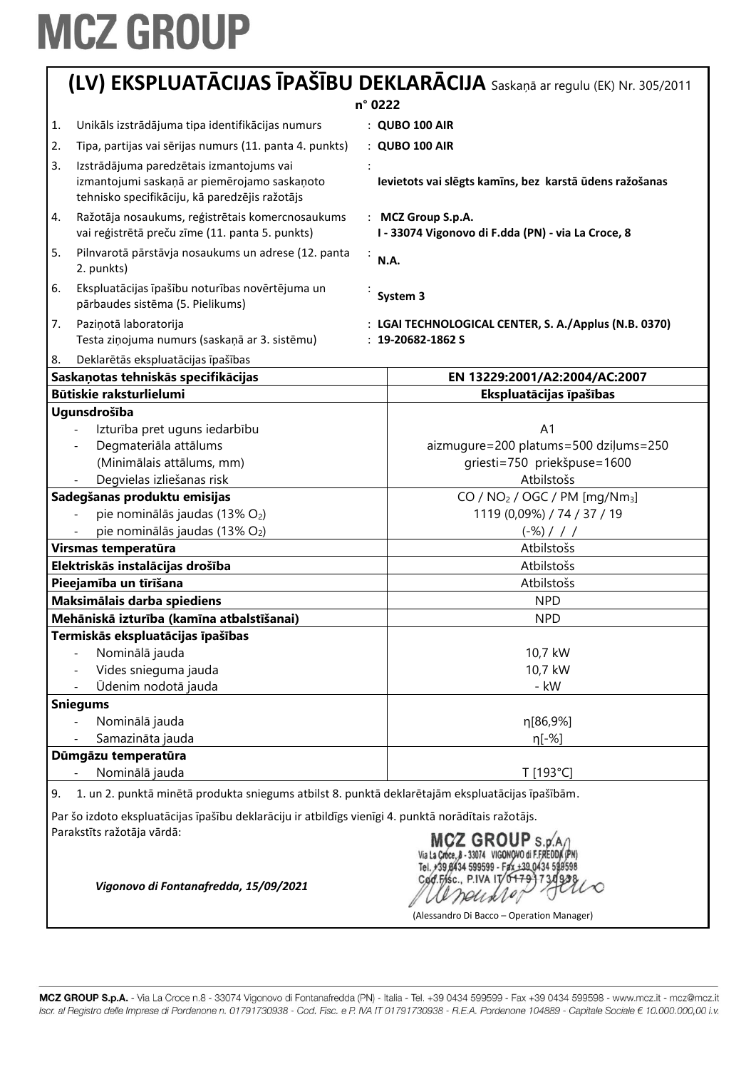# MCZ GROUP

## (LV) EKSPLUATĀCIJAS ĪPAŠĪBU DEKLARĀCIJA Saskaņā ar regulu (EK) Nr. 305/2011

**n° 0222**

1. Unikāls izstrādājuma tipa identifikācijas numurs : **QUBO 100 AIR**
2. Tipa, partijas vai sērijas numurs (11. panta 4. punkts) : **QUBO 100 AIR**
3. Izstrādājuma paredzētais izmantojums vai izmantojumi saskaņā ar piemērojamo saskaņoto tehnisko specifikāciju, kā paredzējis ražotājs : **Ievietots vai slēgts kamīns, bez karstā ūdens ražošanas**
4. Ražotāja nosaukums, reģistrētais komercnosaukums vai reģistrētā preču zīme (11. panta 5. punkts) : **MCZ Group S.p.A. I - 33074 Vigonovo di F.dda (PN) - via La Croce, 8**
5. Pilnvarotā pārstāvja nosaukums un adrese (12. panta 2. punkts) : **N.A.**
6. Ekspluatācijas īpašību noturības novērtējuma un pārbaudes sistēma (5. Pielikums) : **System 3**
7. Paziņotā laboratorija : **LGAI TECHNOLOGICAL CENTER, S. A./Applus (N.B. 0370)**
   Testa ziņojuma numurs (saskaņā ar 3. sistēmu) : **19-20682-1862 S**
8. Deklarētās ekspluatācijas īpašības

| **Saskaņotas tehniskās specifikācijas** | **EN 13229:2001/A2:2004/AC:2007** |
|---|---|
| **Būtiskie raksturlielumi** | **Ekspluatācijas īpašības** |
| **Ugunsdrošība** | |
| - Izturība pret uguns iedarbību | A1 |
| - Degmateriāla attālums (Minimālais attālums, mm) | aizmugure=200 platums=500 dziļums=250 griesti=750 priekšpuse=1600 |
| - Degvielas izliešanas risk | Atbilstošs |
| **Sadegšanas produktu emisijas** | CO / $NO_2$ / OGC / PM [mg/$Nm_3$] |
| - pie nominālās jaudas (13% $O_2$) | 1119 (0,09%) / 74 / 37 / 19 |
| - pie nominālās jaudas (13% $O_2$) | (-%) / / / |
| **Virsmas temperatūra** | Atbilstošs |
| **Elektriskās instalācijas drošība** | Atbilstošs |
| **Pieejamība un tīrīšana** | Atbilstošs |
| **Maksimālais darba spiediens** | NPD |
| **Mehāniskā izturība (kamīna atbalstīšanai)** | NPD |
| **Termiskās ekspluatācijas īpašības** | |
| - Nominālā jauda | 10,7 kW |
| - Vides snieguma jauda | 10,7 kW |
| - Ūdenim nodotā jauda | - kW |
| **Sniegums** | |
| - Nominālā jauda | η[86,9%] |
| - Samazināta jauda | η[-%] |
| **Dūmgāzu temperatūra** | |
| - Nominālā jauda | T [193°C] |

9. 1. un 2. punktā minētā produkta sniegums atbilst 8. punktā deklarētajām ekspluatācijas īpašībām.

Par šo izdoto ekspluatācijas īpašību deklarāciju ir atbildīgs vienīgi 4. punktā norādītais ražotājs.
Parakstīts ražotāja vārdā:

*Vigonovo di Fontanafredda, 15/09/2021*

MCZ GROUP S.p.A.
Via La Croce, 8 - 33074 VIGONOVO di F.FREDDA (PN)
Tel. +39 0434 599599 - Fax +39 0434 599598
Cod. Fisc., P.IVA IT 01791730938

(Alessandro Di Bacco – Operation Manager)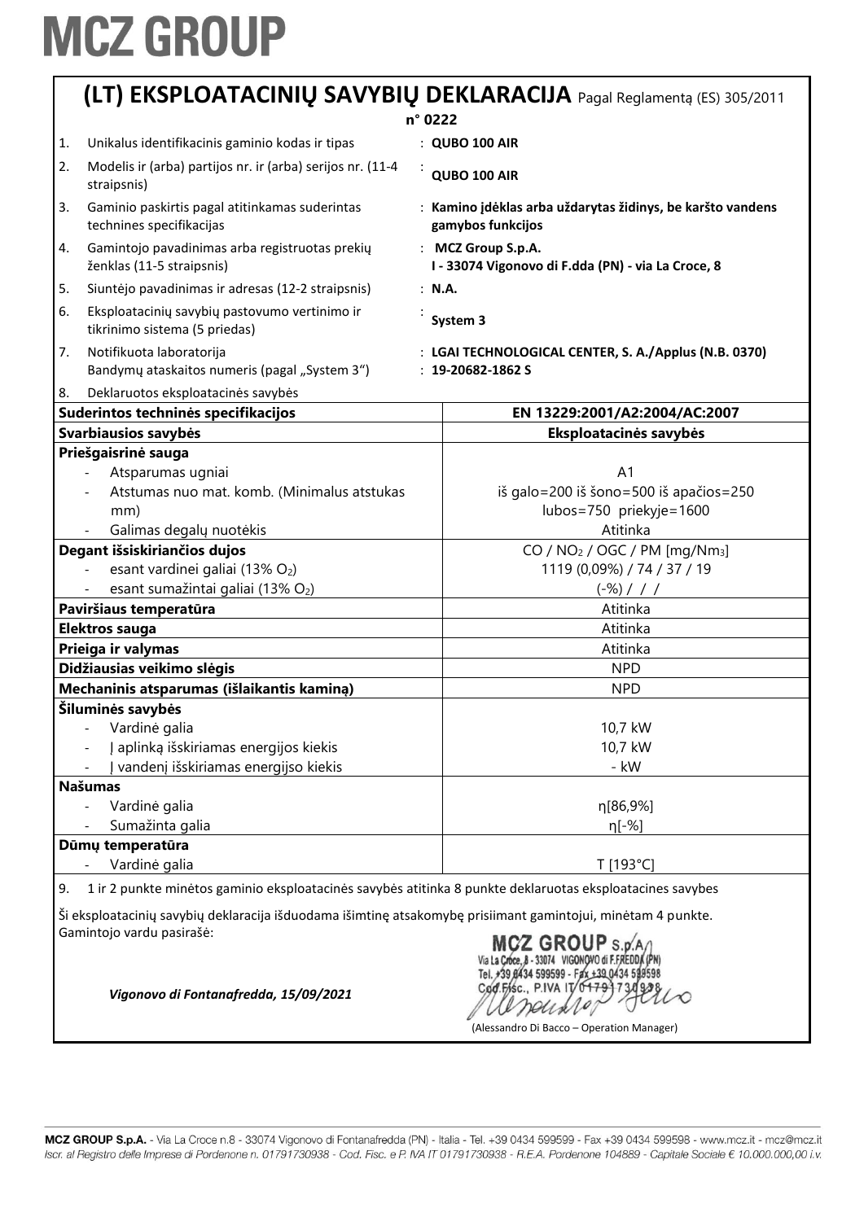# MCZ GROUP

## (LT) EKSPLOATACINIŲ SAVYBIŲ DEKLARACIJA Pagal Reglamentą (ES) 305/2011

**n° 0222**

1. Unikalus identifikacinis gaminio kodas ir tipas : **QUBO 100 AIR**
2. Modelis ir (arba) partijos nr. ir (arba) serijos nr. (11-4 straipsnis) : **QUBO 100 AIR**
3. Gaminio paskirtis pagal atitinkamas suderintas technines specifikacijas : **Kamino įdėklas arba uždarytas židinys, be karšto vandens gamybos funkcijos**
4. Gamintojo pavadinimas arba registruotas prekių ženklas (11-5 straipsnis) : **MCZ Group S.p.A. I - 33074 Vigonovo di F.dda (PN) - via La Croce, 8**
5. Siuntėjo pavadinimas ir adresas (12-2 straipsnis) : **N.A.**
6. Eksploatacinių savybių pastovumo vertinimo ir tikrinimo sistema (5 priedas) : **System 3**
7. Notifikuota laboratorija : **LGAI TECHNOLOGICAL CENTER, S. A./Applus (N.B. 0370)**
   Bandymų ataskaitos numeris (pagal „System 3“) : **19-20682-1862 S**
8. Deklaruotos eksploatacinės savybės

| **Suderintos techninės specifikacijos** | **EN 13229:2001/A2:2004/AC:2007** |
|---|---|
| **Svarbiausios savybės** | **Eksploatacinės savybės** |
| **Priešgaisrinė sauga** | |
| - Atsparumas ugniai | A1 |
| - Atstumas nuo mat. komb. (Minimalus atstukas mm) | iš galo=200 iš šono=500 iš apačios=250 lubos=750 priekyje=1600 |
| - Galimas degalų nuotėkis | Atitinka |
| **Degant išsiskiriančios dujos** | $CO$ / $NO_2$ / OGC / PM [mg/Nm$_3$] |
| - esant vardinei galiai (13% $O_2$) | 1119 (0,09%) / 74 / 37 / 19 |
| - esant sumažintai galiai (13% $O_2$) | (-%) / / / |
| **Paviršiaus temperatūra** | Atitinka |
| **Elektros sauga** | Atitinka |
| **Prieiga ir valymas** | Atitinka |
| **Didžiausias veikimo slėgis** | NPD |
| **Mechaninis atsparumas (išlaikantis kaminą)** | NPD |
| **Šiluminės savybės** | |
| - Vardinė galia | 10,7 kW |
| - Į aplinką išskiriamas energijos kiekis | 10,7 kW |
| - Į vandenį išskiriamas energijso kiekis | - kW |
| **Našumas** | |
| - Vardinė galia | η[86,9%] |
| - Sumažinta galia | η[-%] |
| **Dūmų temperatūra** | |
| - Vardinė galia | T [193°C] |

9. 1 ir 2 punkte minėtos gaminio eksploatacinės savybės atitinka 8 punkte deklaruotas eksploatacines savybes

Ši eksploatacinių savybių deklaracija išduodama išimtinę atsakomybę prisiimant gamintojui, minėtam 4 punkte.
Gamintojo vardu pasirašė:

*Vigonovo di Fontanafredda, 15/09/2021*

MCZ GROUP S.p.A. Via La Croce, 8 - 33074 VIGONOVO di F.FREDDA (PN) Tel. +39 0434 599599 - Fax +39 0434 599598 Cod. Fisc., P.IVA IT 01791730938

(Alessandro Di Bacco – Operation Manager)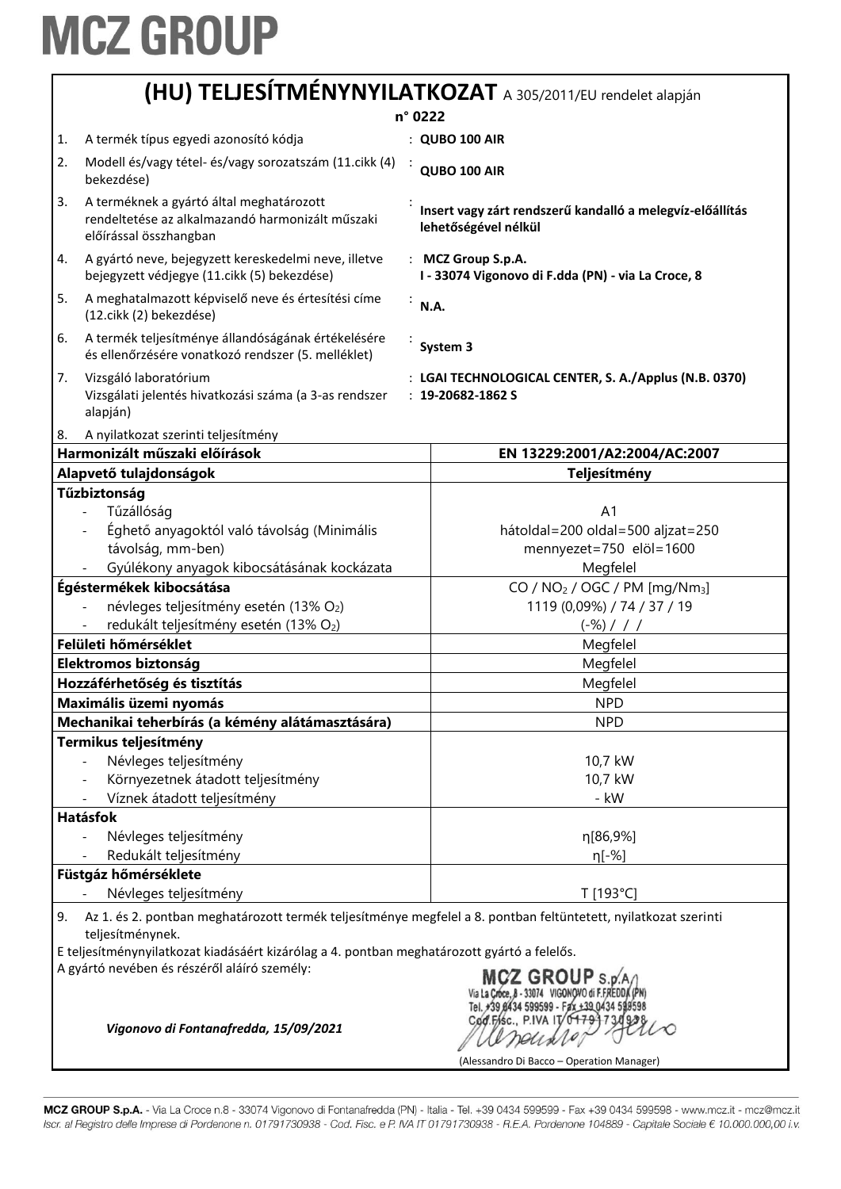# MCZ GROUP

## (HU) TELJESÍTMÉNYNYILATKOZAT A 305/2011/EU rendelet alapján

**n° 0222**

| | | |
|---|---|---|
| 1. | A termék típus egyedi azonosító kódja | : **QUBO 100 AIR** |
| 2. | Modell és/vagy tétel- és/vagy sorozatszám (11.cikk (4) bekezdése) | : **QUBO 100 AIR** |
| 3. | A terméknek a gyártó által meghatározott rendeltetése az alkalmazandó harmonizált műszaki előírással összhangban | : **Insert vagy zárt rendszerű kandalló a melegvíz-előállítás lehetőségével nélkül** |
| 4. | A gyártó neve, bejegyzett kereskedelmi neve, illetve bejegyzett védjegye (11.cikk (5) bekezdése) | : **MCZ Group S.p.A.** **I - 33074 Vigonovo di F.dda (PN) - via La Croce, 8** |
| 5. | A meghatalmazott képviselő neve és értesítési címe (12.cikk (2) bekezdése) | : **N.A.** |
| 6. | A termék teljesítménye állandóságának értékelésére és ellenőrzésére vonatkozó rendszer (5. melléklet) | : **System 3** |
| 7. | Vizsgáló laboratórium Vizsgálati jelentés hivatkozási száma (a 3-as rendszer alapján) | : **LGAI TECHNOLOGICAL CENTER, S. A./Applus (N.B. 0370)** : **19-20682-1862 S** |
| 8. | A nyilatkozat szerinti teljesítmény | |

| **Harmonizált műszaki előírások** | **EN 13229:2001/A2:2004/AC:2007** |
|---|---|
| **Alapvető tulajdonságok** | **Teljesítmény** |
| **Tűzbiztonság** | |
| - Tűzállóság | A1 |
| - Éghető anyagoktól való távolság (Minimális távolság, mm-ben) | hátoldal=200 oldal=500 aljzat=250 mennyezet=750 elöl=1600 |
| - Gyúlékony anyagok kibocsátásának kockázata | Megfelel |
| **Égéstermékek kibocsátása** | CO / $NO_2$ / OGC / PM [mg/Nm$_3$] |
| - névleges teljesítmény esetén (13% $O_2$) | 1119 (0,09%) / 74 / 37 / 19 |
| - redukált teljesítmény esetén (13% $O_2$) | (-%) / / / |
| **Felületi hőmérséklet** | Megfelel |
| **Elektromos biztonság** | Megfelel |
| **Hozzáférhetőség és tisztítás** | Megfelel |
| **Maximális üzemi nyomás** | NPD |
| **Mechanikai teherbírás (a kémény alátámasztására)** | NPD |
| **Termikus teljesítmény** | |
| - Névleges teljesítmény | 10,7 kW |
| - Környezetnek átadott teljesítmény | 10,7 kW |
| - Víznek átadott teljesítmény | - kW |
| **Hatásfok** | |
| - Névleges teljesítmény | η[86,9%] |
| - Redukált teljesítmény | η[-%] |
| **Füstgáz hőmérséklete** | |
| - Névleges teljesítmény | T [193°C] |

9. Az 1. és 2. pontban meghatározott termék teljesítménye megfelel a 8. pontban feltüntetett, nyilatkozat szerinti teljesítménynek.

E teljesítménynyilatkozat kiadásáért kizárólag a 4. pontban meghatározott gyártó a felelős.

A gyártó nevében és részéről aláíró személy:

*Vigonovo di Fontanafredda, 15/09/2021*

MCZ GROUP S.p.A. Via La Croce, 8 - 33074 VIGONOVO di F.FREDDA (PN) Tel. +39 0434 599599 - Fax +39 0434 599598 Cod.Fisc., P.IVA IT 01791730938

(Alessandro Di Bacco – Operation Manager)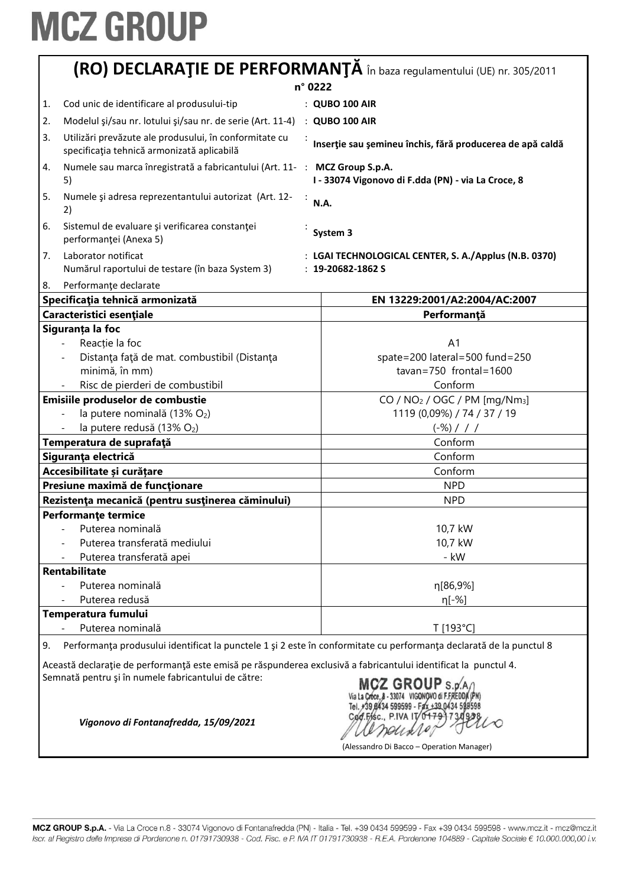# MCZ GROUP

## (RO) DECLARAŢIE DE PERFORMANŢĂ În baza regulamentului (UE) nr. 305/2011

**n° 0222**

| | | |
|---|---|---|
| 1. | Cod unic de identificare al produsului-tip | : **QUBO 100 AIR** |
| 2. | Modelul şi/sau nr. lotului şi/sau nr. de serie (Art. 11-4) | : **QUBO 100 AIR** |
| 3. | Utilizări prevăzute ale produsului, în conformitate cu specificaţia tehnică armonizată aplicabilă | : **Inserţie sau şemineu închis, fără producerea de apă caldă** |
| 4. | Numele sau marca înregistrată a fabricantului (Art. 11-5) | : **MCZ Group S.p.A.** **I - 33074 Vigonovo di F.dda (PN) - via La Croce, 8** |
| 5. | Numele şi adresa reprezentantului autorizat (Art. 12-2) | : **N.A.** |
| 6. | Sistemul de evaluare şi verificarea constanţei performanţei (Anexa 5) | : **System 3** |
| 7. | Laborator notificat<br>Numărul raportului de testare (în baza System 3) | : **LGAI TECHNOLOGICAL CENTER, S. A./Applus (N.B. 0370)**<br>: **19-20682-1862 S** |
| 8. | Performanţe declarate | |

| Specificaţia tehnică armonizată | EN 13229:2001/A2:2004/AC:2007 |
|---|---|
| **Caracteristici esenţiale** | **Performanţă** |
| **Siguranța la foc** | |
| - Reacţie la foc | A1 |
| - Distanţa faţă de mat. combustibil (Distanţa minimă, în mm) | spate=200 lateral=500 fund=250 tavan=750 frontal=1600 |
| - Risc de pierderi de combustibil | Conform |
| **Emisiile produselor de combustie** | $CO$ / $NO_2$ / OGC / PM [mg/Nm$_3$] |
| - la putere nominală (13% $O_2$) | 1119 (0,09%) / 74 / 37 / 19 |
| - la putere redusă (13% $O_2$) | (-%) / / / |
| **Temperatura de suprafaţă** | Conform |
| **Siguranța electrică** | Conform |
| **Accesibilitate și curățare** | Conform |
| **Presiune maximă de funcţionare** | NPD |
| **Rezistenţa mecanică (pentru susţinerea căminului)** | NPD |
| **Performanţe termice** | |
| - Puterea nominală | 10,7 kW |
| - Puterea transferată mediului | 10,7 kW |
| - Puterea transferată apei | - kW |
| **Rentabilitate** | |
| - Puterea nominală | η[86,9%] |
| - Puterea redusă | η[-%] |
| **Temperatura fumului** | |
| - Puterea nominală | T [193°C] |

9. Performanţa produsului identificat la punctele 1 şi 2 este în conformitate cu performanţa declarată de la punctul 8

Această declaraţie de performanţă este emisă pe răspunderea exclusivă a fabricantului identificat la punctul 4.
Semnată pentru şi în numele fabricantului de către:

*Vigonovo di Fontanafredda, 15/09/2021*

MCZ GROUP S.p.A. Via La Croce, 8 - 33074 VIGONOVO di F.FREDDA (PN) Tel. +39 0434 599599 - Fax +39 0434 599598 Cod.Fisc., P.IVA IT 01791730938

(Alessandro Di Bacco – Operation Manager)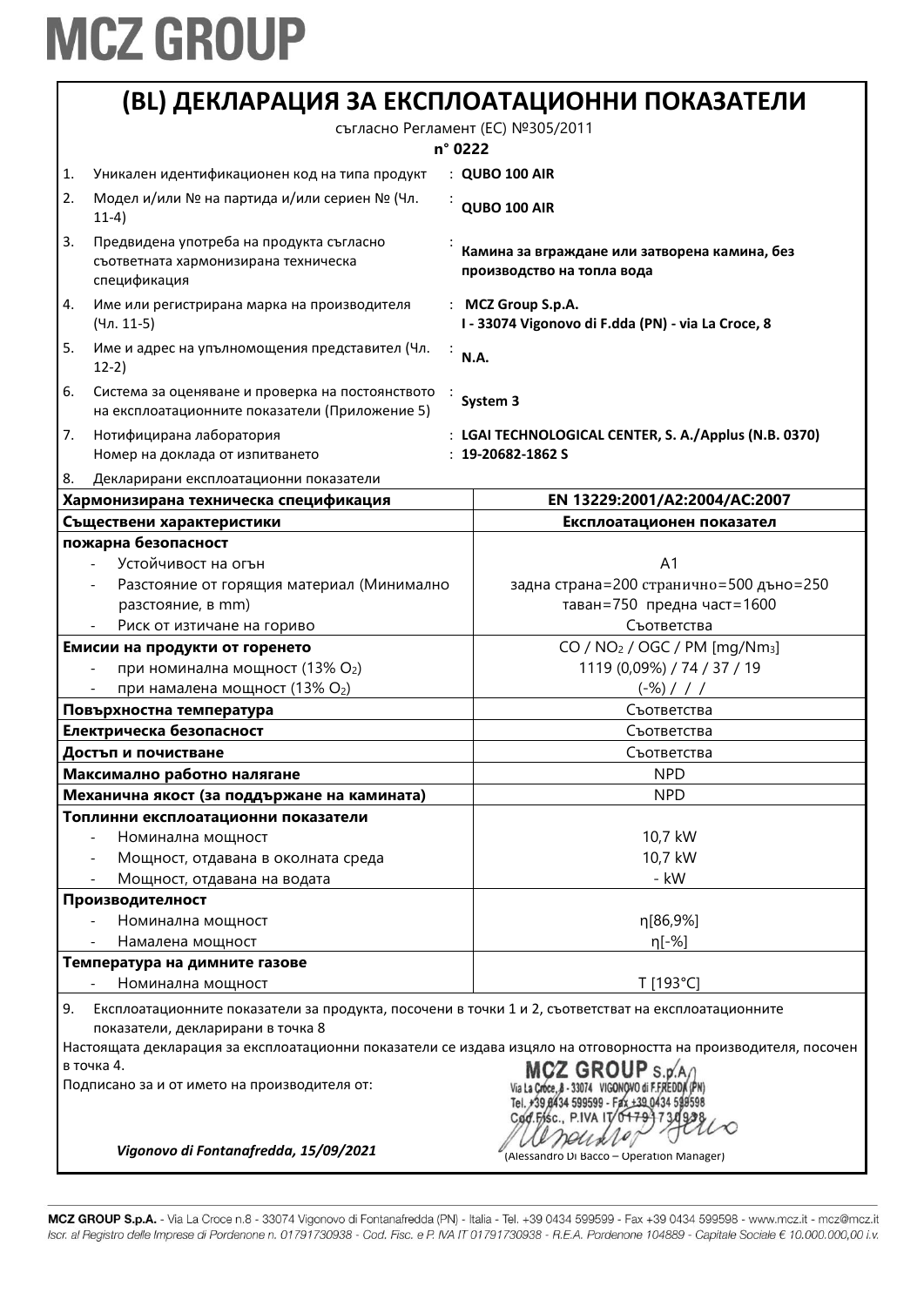# MCZ GROUP

## (BL) ДЕКЛАРАЦИЯ ЗА ЕКСПЛОАТАЦИОННИ ПОКАЗАТЕЛИ

съгласно Регламент (ЕС) №305/2011

**n° 0222**

1. Уникален идентификационен код на типа продукт : **QUBO 100 AIR**
2. Модел и/или № на партида и/или сериен № (Чл. 11-4) : **QUBO 100 AIR**
3. Предвидена употреба на продукта съгласно съответната хармонизирана техническа спецификация : **Камина за вграждане или затворена камина, без производство на топла вода**
4. Име или регистрирана марка на производителя (Чл. 11-5) : **MCZ Group S.p.A. I - 33074 Vigonovo di F.dda (PN) - via La Croce, 8**
5. Име и адрес на упълномощения представител (Чл. 12-2) : **N.A.**
6. Система за оценяване и проверка на постоянството на експлоатационните показатели (Приложение 5) : **System 3**
7. Нотифицирана лаборатория : **LGAI TECHNOLOGICAL CENTER, S. A./Applus (N.B. 0370)**
   Номер на доклада от изпитването : **19-20682-1862 S**
8. Декларирани експлоатационни показатели

| **Хармонизирана техническа спецификация** | **EN 13229:2001/A2:2004/AC:2007** |
|---|---|
| **Съществени характеристики** | **Експлоатационен показател** |
| **пожарна безопасност** | |
| - Устойчивост на огън | A1 |
| - Разстояние от горящия материал (Минимално разстояние, в mm) | задна страна=200 странично=500 дъно=250 таван=750 предна част=1600 |
| - Риск от изтичане на гориво | Съответства |
| **Емисии на продукти от горенето** | $CO$ / $NO_2$ / OGC / PM [mg/Nm$_3$] |
| - при номинална мощност (13% $O_2$) | 1119 (0,09%) / 74 / 37 / 19 |
| - при намалена мощност (13% $O_2$) | (-%) / / / |
| **Повърхностна температура** | Съответства |
| **Електрическа безопасност** | Съответства |
| **Достъп и почистване** | Съответства |
| **Максимално работно налягане** | NPD |
| **Механична якост (за поддържане на камината)** | NPD |
| **Топлинни експлоатационни показатели** | |
| - Номинална мощност | 10,7 kW |
| - Мощност, отдавана в околната среда | 10,7 kW |
| - Мощност, отдавана на водата | - kW |
| **Производителност** | |
| - Номинална мощност | η[86,9%] |
| - Намалена мощност | η[-%] |
| **Температура на димните газове** | |
| - Номинална мощност | T [193°C] |

9. Експлоатационните показатели за продукта, посочени в точки 1 и 2, съответстват на експлоатационните показатели, декларирани в точка 8

Настоящата декларация за експлоатационни показатели се издава изцяло на отговорността на производителя, посочен в точка 4.

Подписано за и от името на производителя от:

MCZ GROUP S.p.A.
Via La Croce, 8 - 33074 VIGONOVO di F.FREDDA (PN)
Tel. +39 0434 599599 - Fax +39 0434 599598
Cod.Fisc., P.IVA IT 01791730938

*Vigonovo di Fontanafredda, 15/09/2021*

(Alessandro Di Bacco – Operation Manager)

MCZ GROUP S.p.A. - Via La Croce n.8 - 33074 Vigonovo di Fontanafredda (PN) - Italia - Tel. +39 0434 599599 - Fax +39 0434 599598 - www.mcz.it - mcz@mcz.it
*Iscr. al Registro delle Imprese di Pordenone n. 01791730938 - Cod. Fisc. e P. IVA IT 01791730938 - R.E.A. Pordenone 104889 - Capitale Sociale € 10.000.000,00 i.v.*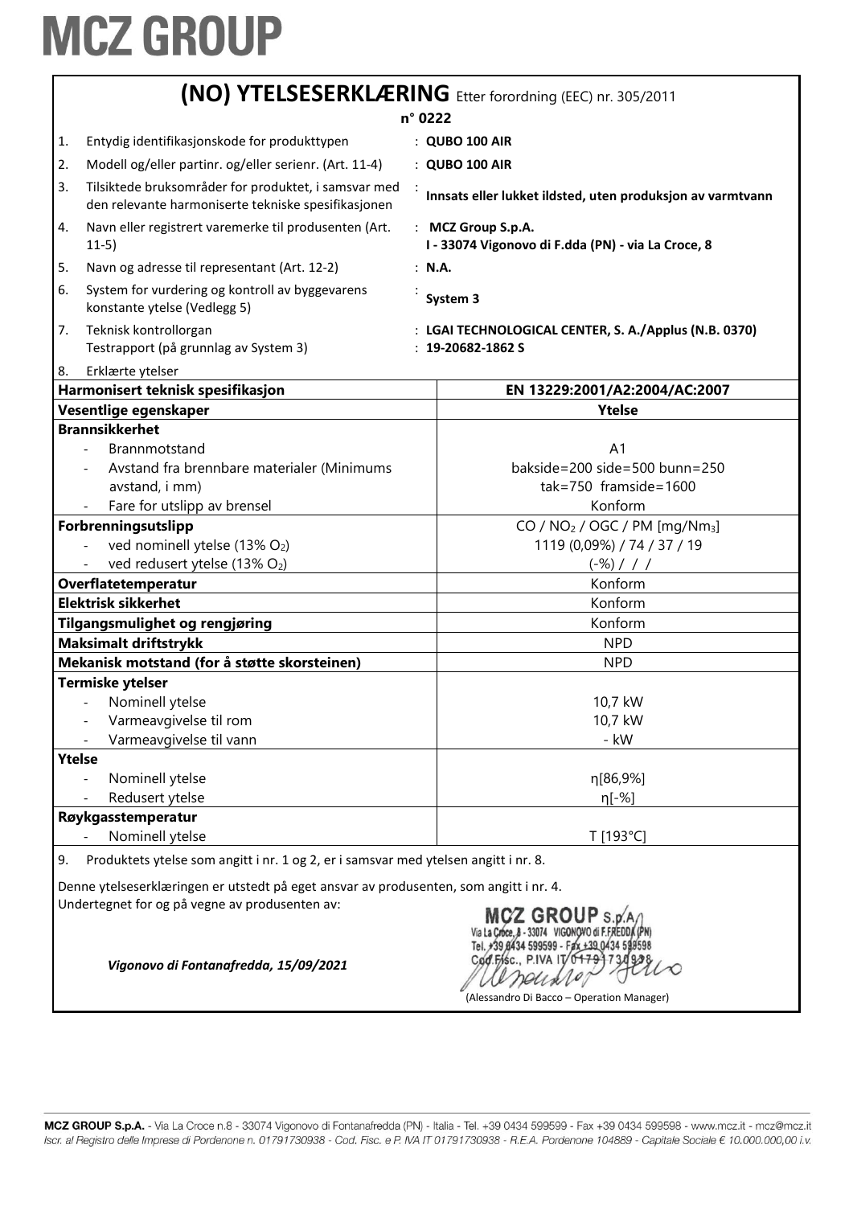# MCZ GROUP

## (NO) YTELSESERKLÆRING Etter forordning (EEC) nr. 305/2011

**n° 0222**

1. Entydig identifikasjonskode for produkttypen : **QUBO 100 AIR**
2. Modell og/eller partinr. og/eller serienr. (Art. 11-4) : **QUBO 100 AIR**
3. Tilsiktede bruksområder for produktet, i samsvar med den relevante harmoniserte tekniske spesifikasjonen : **Innsats eller lukket ildsted, uten produksjon av varmtvann**
4. Navn eller registrert varemerke til produsenten (Art. 11-5) : **MCZ Group S.p.A. I - 33074 Vigonovo di F.dda (PN) - via La Croce, 8**
5. Navn og adresse til representant (Art. 12-2) : **N.A.**
6. System for vurdering og kontroll av byggevarens konstante ytelse (Vedlegg 5) : **System 3**
7. Teknisk kontrollorgan : **LGAI TECHNOLOGICAL CENTER, S. A./Applus (N.B. 0370)**
   Testrapport (på grunnlag av System 3) : **19-20682-1862 S**
8. Erklærte ytelser

| Harmonisert teknisk spesifikasjon | EN 13229:2001/A2:2004/AC:2007 |
|---|---|
| **Vesentlige egenskaper** | **Ytelse** |
| **Brannsikkerhet** | |
| - Brannmotstand | A1 |
| - Avstand fra brennbare materialer (Minimums avstand, i mm) | bakside=200 side=500 bunn=250 tak=750 framside=1600 |
| - Fare for utslipp av brensel | Konform |
| **Forbrenningsutslipp** | CO / $NO_2$ / OGC / PM [mg/Nm$_3$] |
| - ved nominell ytelse (13% $O_2$) | 1119 (0,09%) / 74 / 37 / 19 |
| - ved redusert ytelse (13% $O_2$) | (-%) / / / |
| **Overflatetemperatur** | Konform |
| **Elektrisk sikkerhet** | Konform |
| **Tilgangsmulighet og rengjøring** | Konform |
| **Maksimalt driftstrykk** | NPD |
| **Mekanisk motstand (for å støtte skorsteinen)** | NPD |
| **Termiske ytelser** | |
| - Nominell ytelse | 10,7 kW |
| - Varmeavgivelse til rom | 10,7 kW |
| - Varmeavgivelse til vann | - kW |
| **Ytelse** | |
| - Nominell ytelse | η[86,9%] |
| - Redusert ytelse | η[-%] |
| **Røykgasstemperatur** | |
| - Nominell ytelse | T [193°C] |

9. Produktets ytelse som angitt i nr. 1 og 2, er i samsvar med ytelsen angitt i nr. 8.

Denne ytelseserklæringen er utstedt på eget ansvar av produsenten, som angitt i nr. 4.
Undertegnet for og på vegne av produsenten av:

*Vigonovo di Fontanafredda, 15/09/2021*

MCZ GROUP S.p.A. Via La Croce, 8 - 33074 VIGONOVO di F.FREDDA (PN) Tel. +39 0434 599599 - Fax +39 0434 599598 Cod.Fisc., P.IVA IT 01791730938

(Alessandro Di Bacco – Operation Manager)

**MCZ GROUP S.p.A.** - Via La Croce n.8 - 33074 Vigonovo di Fontanafredda (PN) - Italia - Tel. +39 0434 599599 - Fax +39 0434 599598 - www.mcz.it - mcz@mcz.it
*Iscr. al Registro delle Imprese di Pordenone n. 01791730938 - Cod. Fisc. e P. IVA IT 01791730938 - R.E.A. Pordenone 104889 - Capitale Sociale € 10.000.000,00 i.v.*